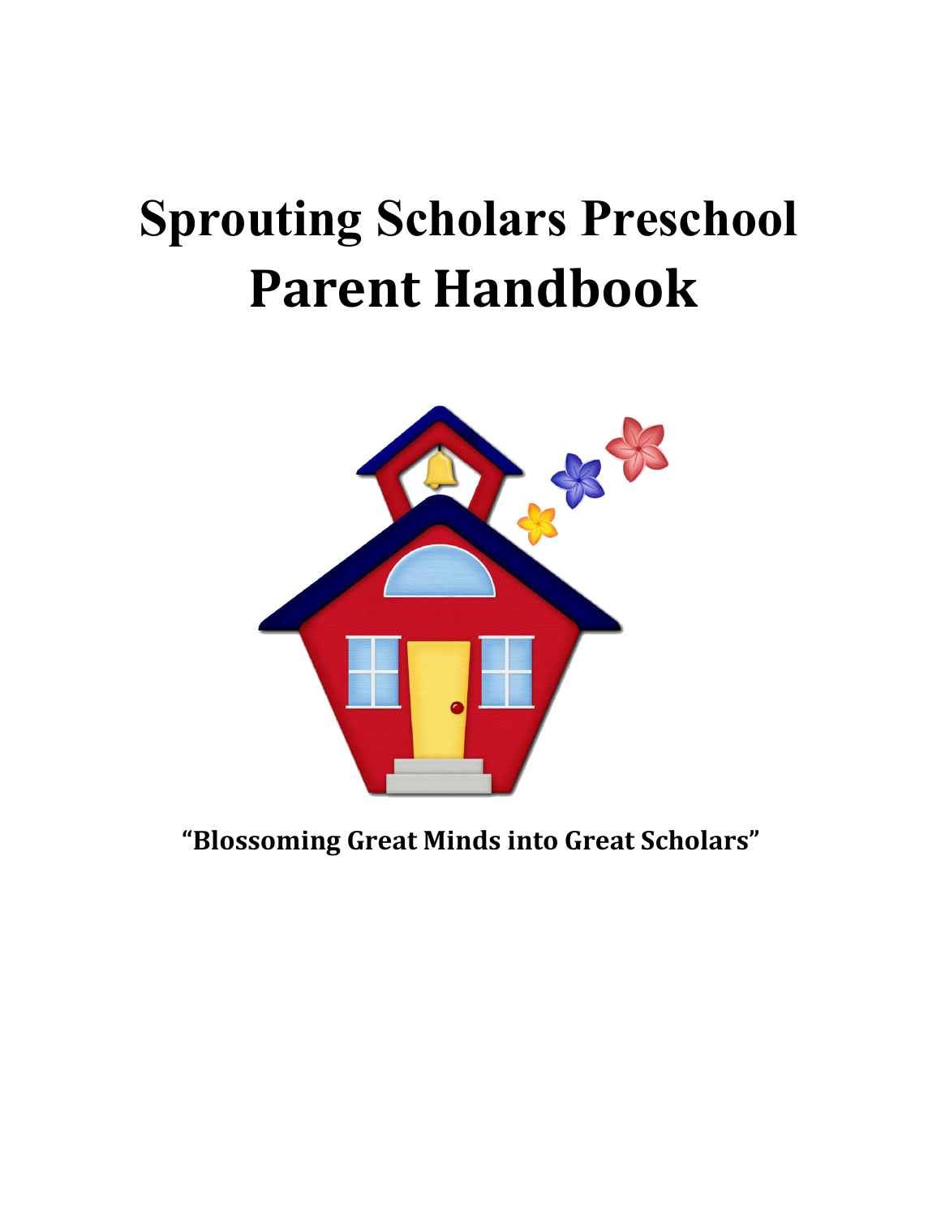# Sprouting Scholars Preschool
# Parent Handbook

**"Blossoming Great Minds into Great Scholars"**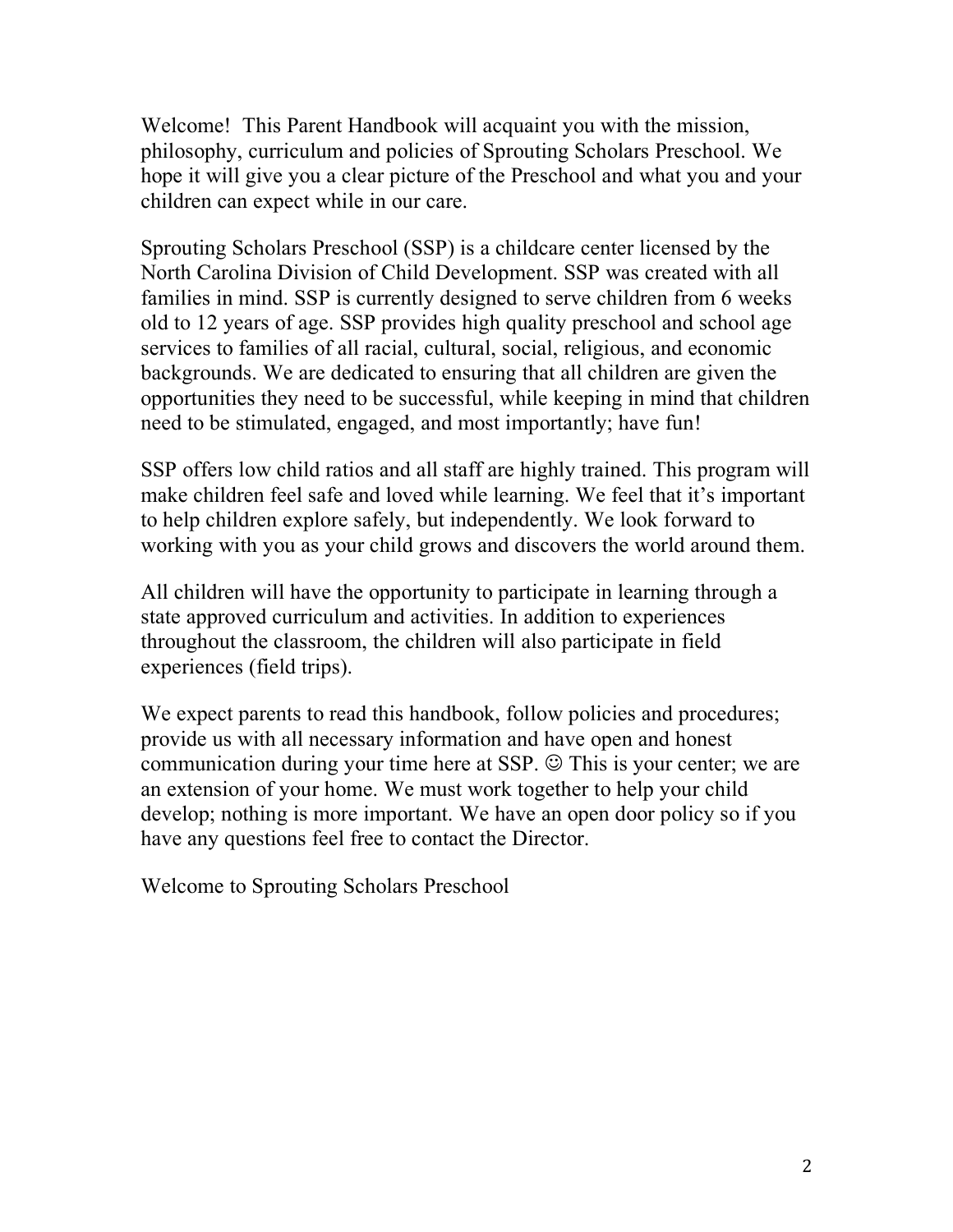Welcome! This Parent Handbook will acquaint you with the mission, philosophy, curriculum and policies of Sprouting Scholars Preschool. We hope it will give you a clear picture of the Preschool and what you and your children can expect while in our care.

Sprouting Scholars Preschool (SSP) is a childcare center licensed by the North Carolina Division of Child Development. SSP was created with all families in mind. SSP is currently designed to serve children from 6 weeks old to 12 years of age. SSP provides high quality preschool and school age services to families of all racial, cultural, social, religious, and economic backgrounds. We are dedicated to ensuring that all children are given the opportunities they need to be successful, while keeping in mind that children need to be stimulated, engaged, and most importantly; have fun!

SSP offers low child ratios and all staff are highly trained. This program will make children feel safe and loved while learning. We feel that it's important to help children explore safely, but independently. We look forward to working with you as your child grows and discovers the world around them.

All children will have the opportunity to participate in learning through a state approved curriculum and activities. In addition to experiences throughout the classroom, the children will also participate in field experiences (field trips).

We expect parents to read this handbook, follow policies and procedures; provide us with all necessary information and have open and honest communication during your time here at SSP. ☺ This is your center; we are an extension of your home. We must work together to help your child develop; nothing is more important. We have an open door policy so if you have any questions feel free to contact the Director.

Welcome to Sprouting Scholars Preschool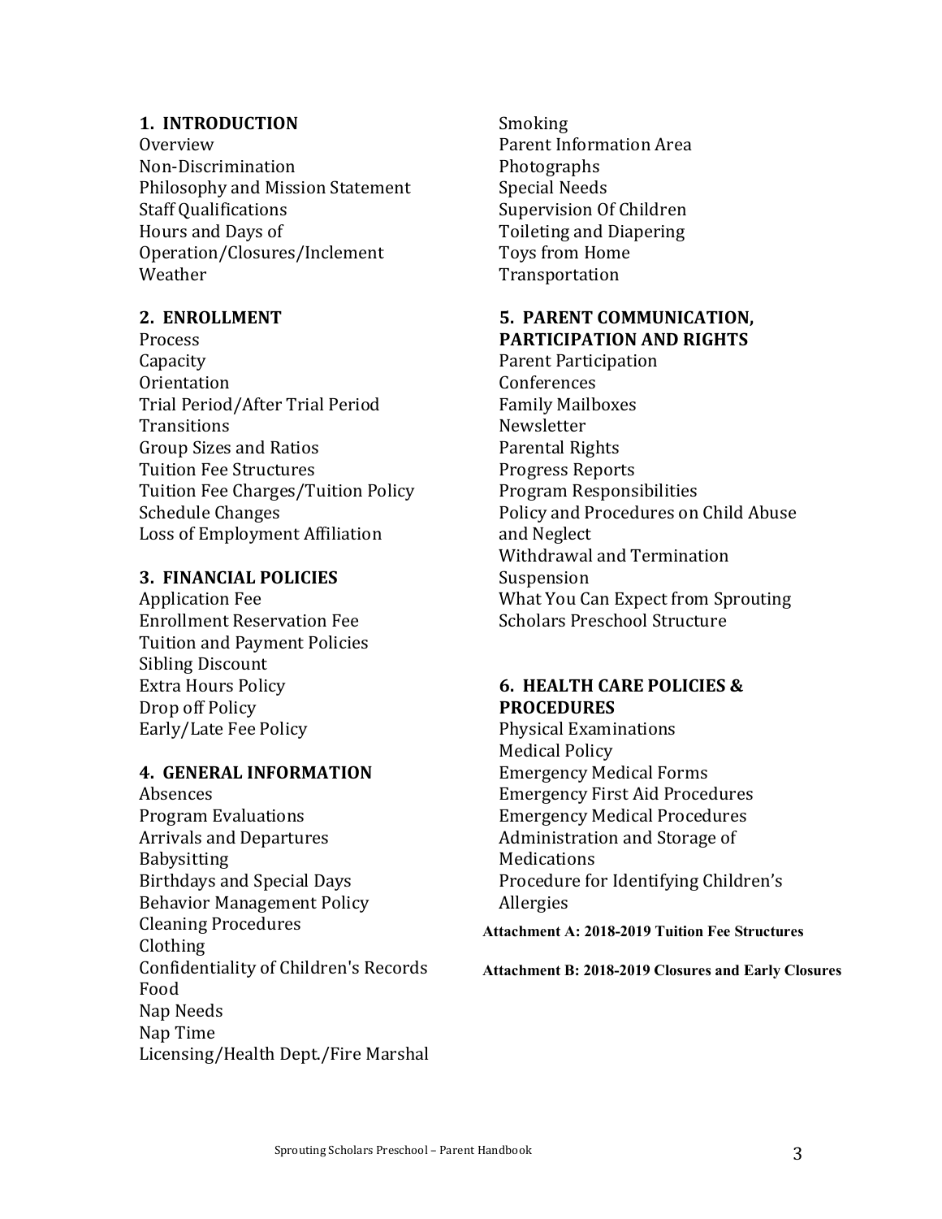## 1. INTRODUCTION

Overview
Non-Discrimination
Philosophy and Mission Statement
Staff Qualifications
Hours and Days of Operation/Closures/Inclement Weather

## 2. ENROLLMENT

Process
Capacity
Orientation
Trial Period/After Trial Period
Transitions
Group Sizes and Ratios
Tuition Fee Structures
Tuition Fee Charges/Tuition Policy
Schedule Changes
Loss of Employment Affiliation

## 3. FINANCIAL POLICIES

Application Fee
Enrollment Reservation Fee
Tuition and Payment Policies
Sibling Discount
Extra Hours Policy
Drop off Policy
Early/Late Fee Policy

## 4. GENERAL INFORMATION

Absences
Program Evaluations
Arrivals and Departures
Babysitting
Birthdays and Special Days
Behavior Management Policy
Cleaning Procedures
Clothing
Confidentiality of Children's Records
Food
Nap Needs
Nap Time
Licensing/Health Dept./Fire Marshal
Smoking
Parent Information Area
Photographs
Special Needs
Supervision Of Children
Toileting and Diapering
Toys from Home
Transportation

## 5. PARENT COMMUNICATION, PARTICIPATION AND RIGHTS

Parent Participation
Conferences
Family Mailboxes
Newsletter
Parental Rights
Progress Reports
Program Responsibilities
Policy and Procedures on Child Abuse and Neglect
Withdrawal and Termination
Suspension
What You Can Expect from Sprouting Scholars Preschool Structure

## 6. HEALTH CARE POLICIES & PROCEDURES

Physical Examinations
Medical Policy
Emergency Medical Forms
Emergency First Aid Procedures
Emergency Medical Procedures
Administration and Storage of Medications
Procedure for Identifying Children's Allergies

**Attachment A: 2018-2019 Tuition Fee Structures**

**Attachment B: 2018-2019 Closures and Early Closures**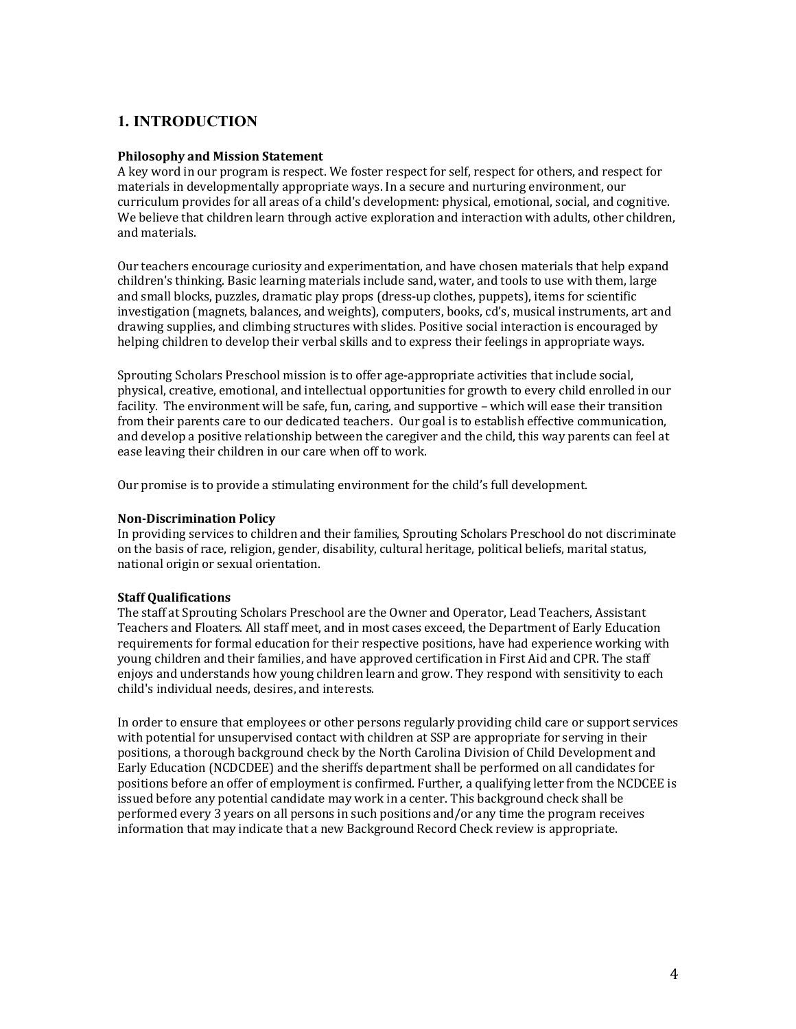## 1. INTRODUCTION

**Philosophy and Mission Statement**
A key word in our program is respect. We foster respect for self, respect for others, and respect for materials in developmentally appropriate ways. In a secure and nurturing environment, our curriculum provides for all areas of a child's development: physical, emotional, social, and cognitive. We believe that children learn through active exploration and interaction with adults, other children, and materials.

Our teachers encourage curiosity and experimentation, and have chosen materials that help expand children's thinking. Basic learning materials include sand, water, and tools to use with them, large and small blocks, puzzles, dramatic play props (dress-up clothes, puppets), items for scientific investigation (magnets, balances, and weights), computers, books, cd's, musical instruments, art and drawing supplies, and climbing structures with slides. Positive social interaction is encouraged by helping children to develop their verbal skills and to express their feelings in appropriate ways.

Sprouting Scholars Preschool mission is to offer age-appropriate activities that include social, physical, creative, emotional, and intellectual opportunities for growth to every child enrolled in our facility. The environment will be safe, fun, caring, and supportive – which will ease their transition from their parents care to our dedicated teachers. Our goal is to establish effective communication, and develop a positive relationship between the caregiver and the child, this way parents can feel at ease leaving their children in our care when off to work.

Our promise is to provide a stimulating environment for the child's full development.

**Non-Discrimination Policy**
In providing services to children and their families, Sprouting Scholars Preschool do not discriminate on the basis of race, religion, gender, disability, cultural heritage, political beliefs, marital status, national origin or sexual orientation.

**Staff Qualifications**
The staff at Sprouting Scholars Preschool are the Owner and Operator, Lead Teachers, Assistant Teachers and Floaters. All staff meet, and in most cases exceed, the Department of Early Education requirements for formal education for their respective positions, have had experience working with young children and their families, and have approved certification in First Aid and CPR. The staff enjoys and understands how young children learn and grow. They respond with sensitivity to each child's individual needs, desires, and interests.

In order to ensure that employees or other persons regularly providing child care or support services with potential for unsupervised contact with children at SSP are appropriate for serving in their positions, a thorough background check by the North Carolina Division of Child Development and Early Education (NCDCDEE) and the sheriffs department shall be performed on all candidates for positions before an offer of employment is confirmed. Further, a qualifying letter from the NCDCEE is issued before any potential candidate may work in a center. This background check shall be performed every 3 years on all persons in such positions and/or any time the program receives information that may indicate that a new Background Record Check review is appropriate.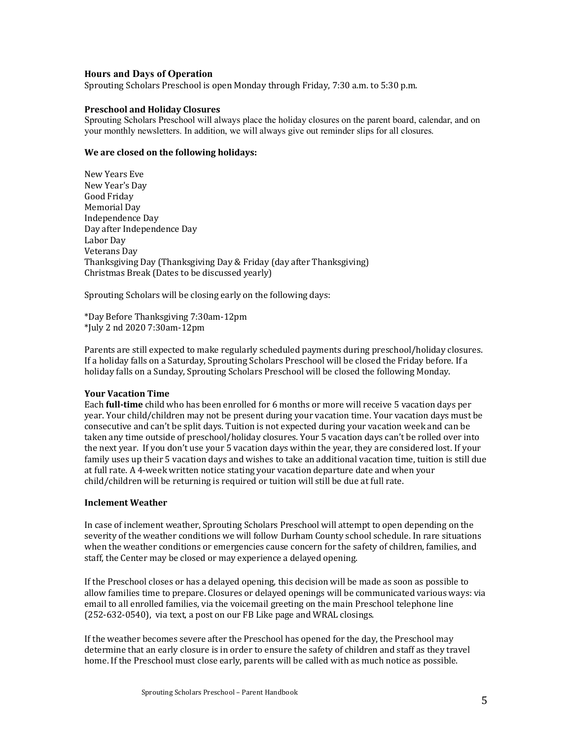### Hours and Days of Operation

Sprouting Scholars Preschool is open Monday through Friday, 7:30 a.m. to 5:30 p.m.

### Preschool and Holiday Closures

Sprouting Scholars Preschool will always place the holiday closures on the parent board, calendar, and on your monthly newsletters. In addition, we will always give out reminder slips for all closures.

### We are closed on the following holidays:

New Years Eve
New Year's Day
Good Friday
Memorial Day
Independence Day
Day after Independence Day
Labor Day
Veterans Day
Thanksgiving Day (Thanksgiving Day & Friday (day after Thanksgiving)
Christmas Break (Dates to be discussed yearly)

Sprouting Scholars will be closing early on the following days:

*Day Before Thanksgiving 7:30am-12pm
*July 2 nd 2020 7:30am-12pm

Parents are still expected to make regularly scheduled payments during preschool/holiday closures. If a holiday falls on a Saturday, Sprouting Scholars Preschool will be closed the Friday before. If a holiday falls on a Sunday, Sprouting Scholars Preschool will be closed the following Monday.

### Your Vacation Time

Each **full-time** child who has been enrolled for 6 months or more will receive 5 vacation days per year. Your child/children may not be present during your vacation time. Your vacation days must be consecutive and can't be split days. Tuition is not expected during your vacation week and can be taken any time outside of preschool/holiday closures. Your 5 vacation days can't be rolled over into the next year. If you don't use your 5 vacation days within the year, they are considered lost. If your family uses up their 5 vacation days and wishes to take an additional vacation time, tuition is still due at full rate. A 4-week written notice stating your vacation departure date and when your child/children will be returning is required or tuition will still be due at full rate.

### Inclement Weather

In case of inclement weather, Sprouting Scholars Preschool will attempt to open depending on the severity of the weather conditions we will follow Durham County school schedule. In rare situations when the weather conditions or emergencies cause concern for the safety of children, families, and staff, the Center may be closed or may experience a delayed opening.

If the Preschool closes or has a delayed opening, this decision will be made as soon as possible to allow families time to prepare. Closures or delayed openings will be communicated various ways: via email to all enrolled families, via the voicemail greeting on the main Preschool telephone line (252-632-0540), via text, a post on our FB Like page and WRAL closings.

If the weather becomes severe after the Preschool has opened for the day, the Preschool may determine that an early closure is in order to ensure the safety of children and staff as they travel home. If the Preschool must close early, parents will be called with as much notice as possible.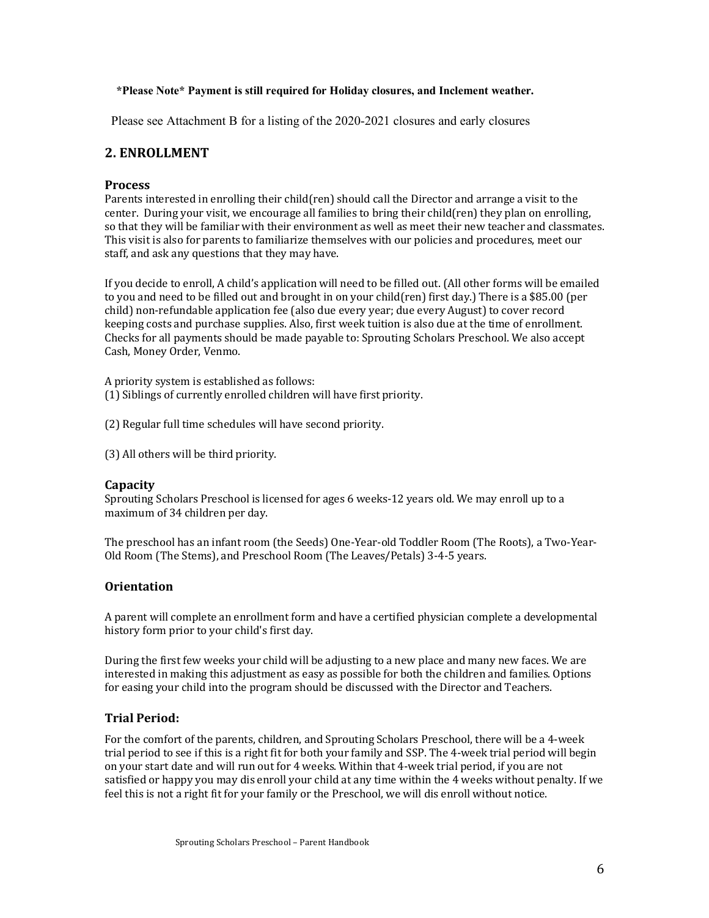**\*Please Note\* Payment is still required for Holiday closures, and Inclement weather.**

Please see Attachment B for a listing of the 2020-2021 closures and early closures

## 2. ENROLLMENT

### Process

Parents interested in enrolling their child(ren) should call the Director and arrange a visit to the center. During your visit, we encourage all families to bring their child(ren) they plan on enrolling, so that they will be familiar with their environment as well as meet their new teacher and classmates. This visit is also for parents to familiarize themselves with our policies and procedures, meet our staff, and ask any questions that they may have.

If you decide to enroll, A child's application will need to be filled out. (All other forms will be emailed to you and need to be filled out and brought in on your child(ren) first day.) There is a $85.00 (per child) non-refundable application fee (also due every year; due every August) to cover record keeping costs and purchase supplies. Also, first week tuition is also due at the time of enrollment. Checks for all payments should be made payable to: Sprouting Scholars Preschool. We also accept Cash, Money Order, Venmo.

A priority system is established as follows:

(1) Siblings of currently enrolled children will have first priority.

(2) Regular full time schedules will have second priority.

(3) All others will be third priority.

### Capacity

Sprouting Scholars Preschool is licensed for ages 6 weeks-12 years old. We may enroll up to a maximum of 34 children per day.

The preschool has an infant room (the Seeds) One-Year-old Toddler Room (The Roots), a Two-Year-Old Room (The Stems), and Preschool Room (The Leaves/Petals) 3-4-5 years.

### Orientation

A parent will complete an enrollment form and have a certified physician complete a developmental history form prior to your child's first day.

During the first few weeks your child will be adjusting to a new place and many new faces. We are interested in making this adjustment as easy as possible for both the children and families. Options for easing your child into the program should be discussed with the Director and Teachers.

### Trial Period:

For the comfort of the parents, children, and Sprouting Scholars Preschool, there will be a 4-week trial period to see if this is a right fit for both your family and SSP. The 4-week trial period will begin on your start date and will run out for 4 weeks. Within that 4-week trial period, if you are not satisfied or happy you may dis enroll your child at any time within the 4 weeks without penalty. If we feel this is not a right fit for your family or the Preschool, we will dis enroll without notice.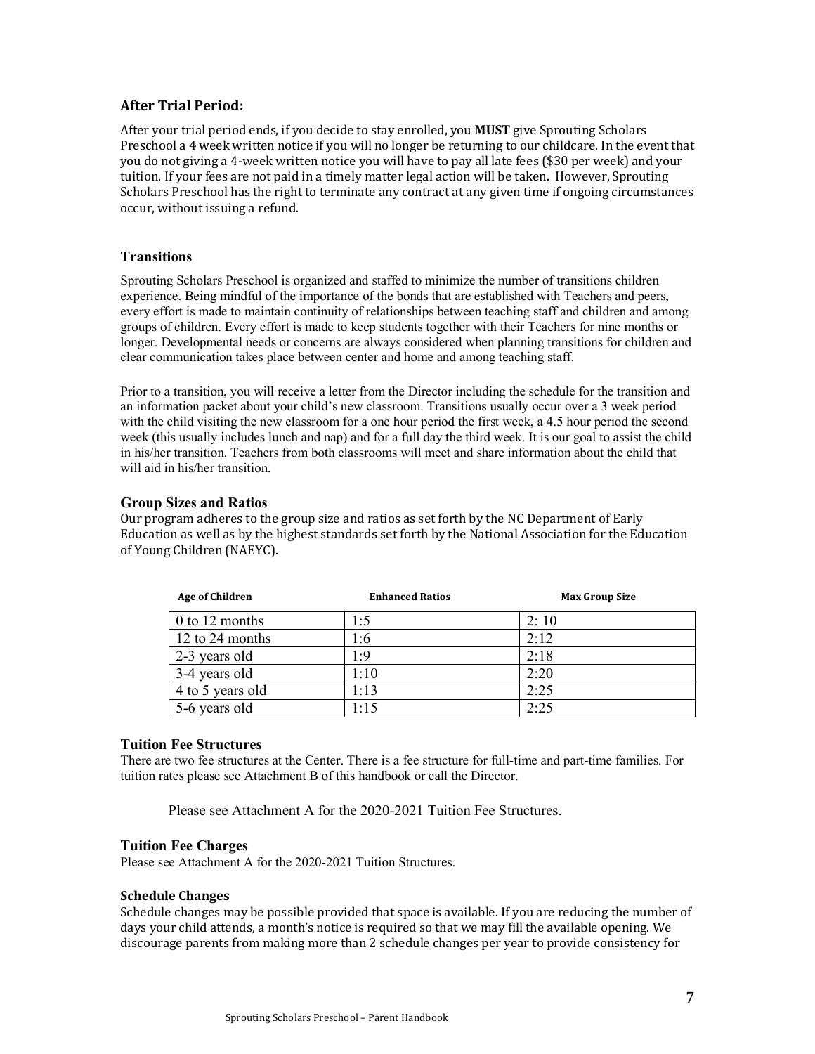### After Trial Period:

After your trial period ends, if you decide to stay enrolled, you **MUST** give Sprouting Scholars Preschool a 4 week written notice if you will no longer be returning to our childcare. In the event that you do not giving a 4-week written notice you will have to pay all late fees ($30 per week) and your tuition. If your fees are not paid in a timely matter legal action will be taken. However, Sprouting Scholars Preschool has the right to terminate any contract at any given time if ongoing circumstances occur, without issuing a refund.

### Transitions

Sprouting Scholars Preschool is organized and staffed to minimize the number of transitions children experience. Being mindful of the importance of the bonds that are established with Teachers and peers, every effort is made to maintain continuity of relationships between teaching staff and children and among groups of children. Every effort is made to keep students together with their Teachers for nine months or longer. Developmental needs or concerns are always considered when planning transitions for children and clear communication takes place between center and home and among teaching staff.

Prior to a transition, you will receive a letter from the Director including the schedule for the transition and an information packet about your child's new classroom. Transitions usually occur over a 3 week period with the child visiting the new classroom for a one hour period the first week, a 4.5 hour period the second week (this usually includes lunch and nap) and for a full day the third week. It is our goal to assist the child in his/her transition. Teachers from both classrooms will meet and share information about the child that will aid in his/her transition.

### Group Sizes and Ratios

Our program adheres to the group size and ratios as set forth by the NC Department of Early Education as well as by the highest standards set forth by the National Association for the Education of Young Children (NAEYC).

| Age of Children | Enhanced Ratios | Max Group Size |
|---|---|---|
| 0 to 12 months | 1:5 | 2: 10 |
| 12 to 24 months | 1:6 | 2:12 |
| 2-3 years old | 1:9 | 2:18 |
| 3-4 years old | 1:10 | 2:20 |
| 4 to 5 years old | 1:13 | 2:25 |
| 5-6 years old | 1:15 | 2:25 |

### Tuition Fee Structures

There are two fee structures at the Center. There is a fee structure for full-time and part-time families. For tuition rates please see Attachment B of this handbook or call the Director.

Please see Attachment A for the 2020-2021 Tuition Fee Structures.

### Tuition Fee Charges

Please see Attachment A for the 2020-2021 Tuition Structures.

### Schedule Changes

Schedule changes may be possible provided that space is available. If you are reducing the number of days your child attends, a month's notice is required so that we may fill the available opening. We discourage parents from making more than 2 schedule changes per year to provide consistency for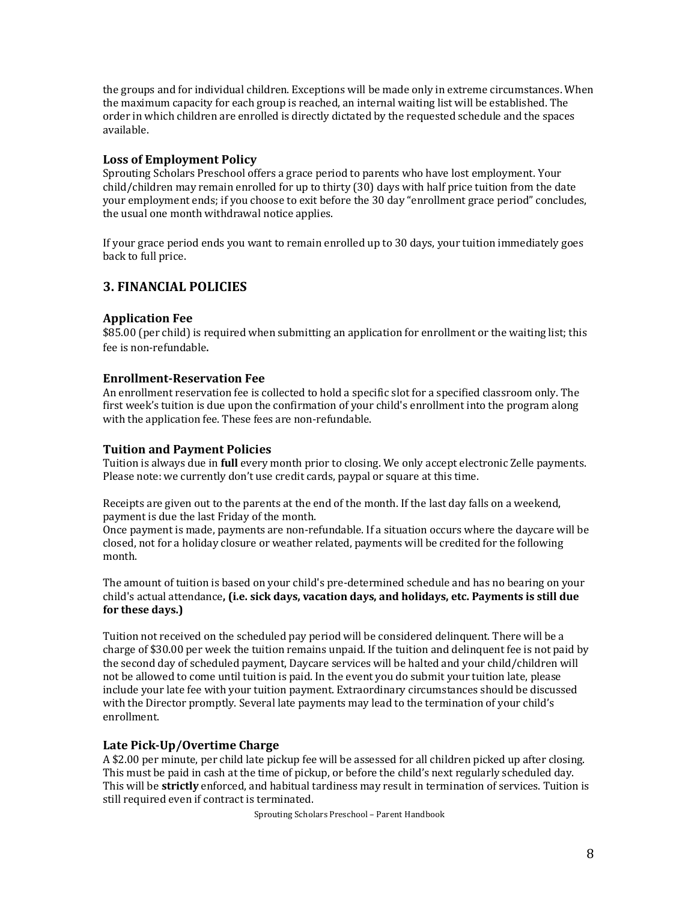the groups and for individual children. Exceptions will be made only in extreme circumstances. When the maximum capacity for each group is reached, an internal waiting list will be established. The order in which children are enrolled is directly dictated by the requested schedule and the spaces available.

### Loss of Employment Policy

Sprouting Scholars Preschool offers a grace period to parents who have lost employment. Your child/children may remain enrolled for up to thirty (30) days with half price tuition from the date your employment ends; if you choose to exit before the 30 day "enrollment grace period" concludes, the usual one month withdrawal notice applies.

If your grace period ends you want to remain enrolled up to 30 days, your tuition immediately goes back to full price.

## 3. FINANCIAL POLICIES

### Application Fee

$85.00 (per child) is required when submitting an application for enrollment or the waiting list; this fee is non-refundable**.**

### Enrollment-Reservation Fee

An enrollment reservation fee is collected to hold a specific slot for a specified classroom only. The first week's tuition is due upon the confirmation of your child's enrollment into the program along with the application fee. These fees are non-refundable.

### Tuition and Payment Policies

Tuition is always due in **full** every month prior to closing. We only accept electronic Zelle payments. Please note: we currently don't use credit cards, paypal or square at this time.

Receipts are given out to the parents at the end of the month. If the last day falls on a weekend, payment is due the last Friday of the month.
Once payment is made, payments are non-refundable. If a situation occurs where the daycare will be closed, not for a holiday closure or weather related, payments will be credited for the following month.

The amount of tuition is based on your child's pre-determined schedule and has no bearing on your child's actual attendance**, (i.e. sick days, vacation days, and holidays, etc. Payments is still due for these days.)**

Tuition not received on the scheduled pay period will be considered delinquent. There will be a charge of $30.00 per week the tuition remains unpaid. If the tuition and delinquent fee is not paid by the second day of scheduled payment, Daycare services will be halted and your child/children will not be allowed to come until tuition is paid. In the event you do submit your tuition late, please include your late fee with your tuition payment. Extraordinary circumstances should be discussed with the Director promptly. Several late payments may lead to the termination of your child's enrollment.

### Late Pick-Up/Overtime Charge

A $2.00 per minute, per child late pickup fee will be assessed for all children picked up after closing. This must be paid in cash at the time of pickup, or before the child's next regularly scheduled day. This will be **strictly** enforced, and habitual tardiness may result in termination of services. Tuition is still required even if contract is terminated.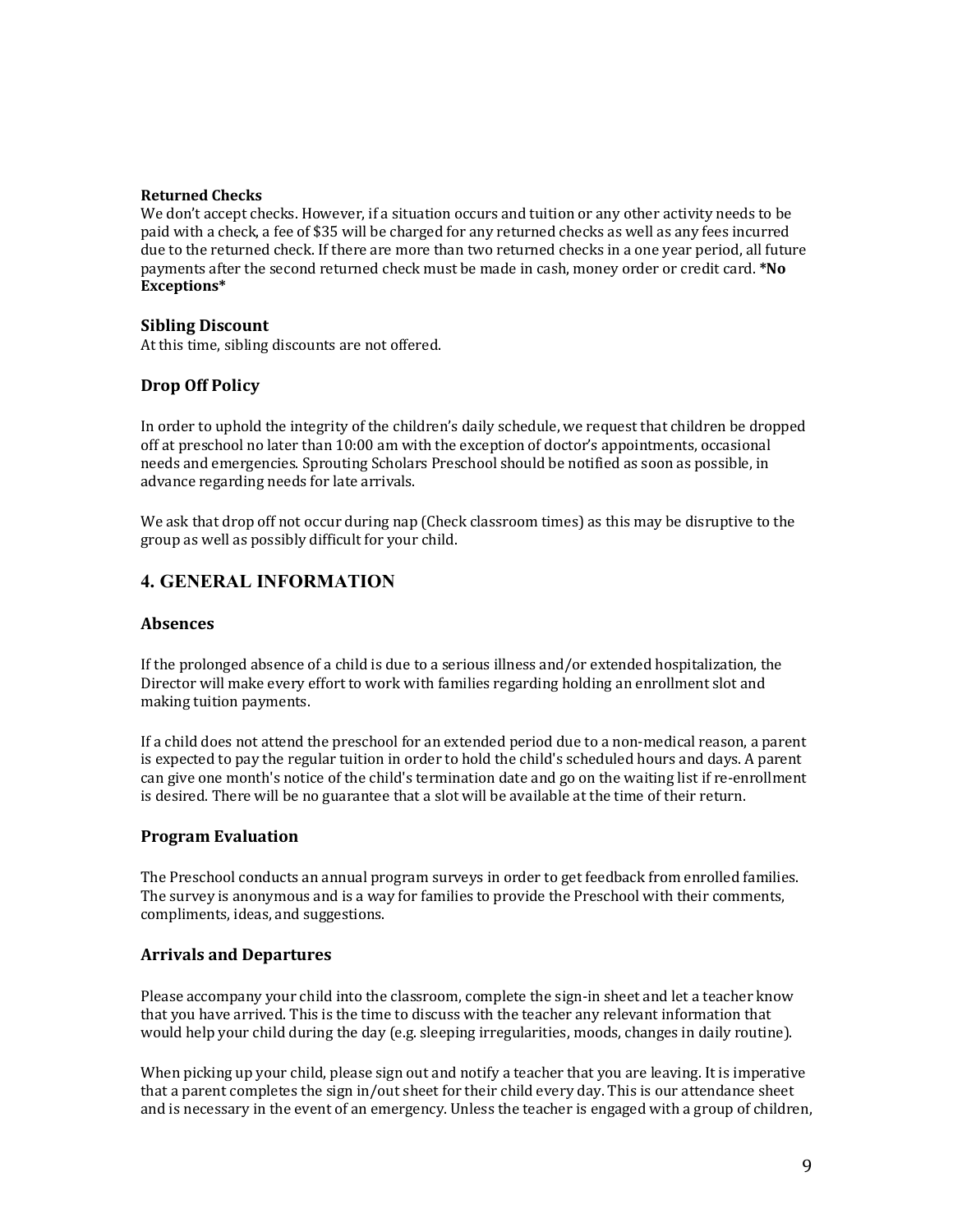**Returned Checks**

We don't accept checks. However, if a situation occurs and tuition or any other activity needs to be paid with a check, a fee of $35 will be charged for any returned checks as well as any fees incurred due to the returned check. If there are more than two returned checks in a one year period, all future payments after the second returned check must be made in cash, money order or credit card. ***No Exceptions***

### Sibling Discount

At this time, sibling discounts are not offered.

### Drop Off Policy

In order to uphold the integrity of the children's daily schedule, we request that children be dropped off at preschool no later than 10:00 am with the exception of doctor's appointments, occasional needs and emergencies. Sprouting Scholars Preschool should be notified as soon as possible, in advance regarding needs for late arrivals.

We ask that drop off not occur during nap (Check classroom times) as this may be disruptive to the group as well as possibly difficult for your child.

## 4. GENERAL INFORMATION

### Absences

If the prolonged absence of a child is due to a serious illness and/or extended hospitalization, the Director will make every effort to work with families regarding holding an enrollment slot and making tuition payments.

If a child does not attend the preschool for an extended period due to a non-medical reason, a parent is expected to pay the regular tuition in order to hold the child's scheduled hours and days. A parent can give one month's notice of the child's termination date and go on the waiting list if re-enrollment is desired. There will be no guarantee that a slot will be available at the time of their return.

### Program Evaluation

The Preschool conducts an annual program surveys in order to get feedback from enrolled families. The survey is anonymous and is a way for families to provide the Preschool with their comments, compliments, ideas, and suggestions.

### Arrivals and Departures

Please accompany your child into the classroom, complete the sign-in sheet and let a teacher know that you have arrived. This is the time to discuss with the teacher any relevant information that would help your child during the day (e.g. sleeping irregularities, moods, changes in daily routine).

When picking up your child, please sign out and notify a teacher that you are leaving. It is imperative that a parent completes the sign in/out sheet for their child every day. This is our attendance sheet and is necessary in the event of an emergency. Unless the teacher is engaged with a group of children,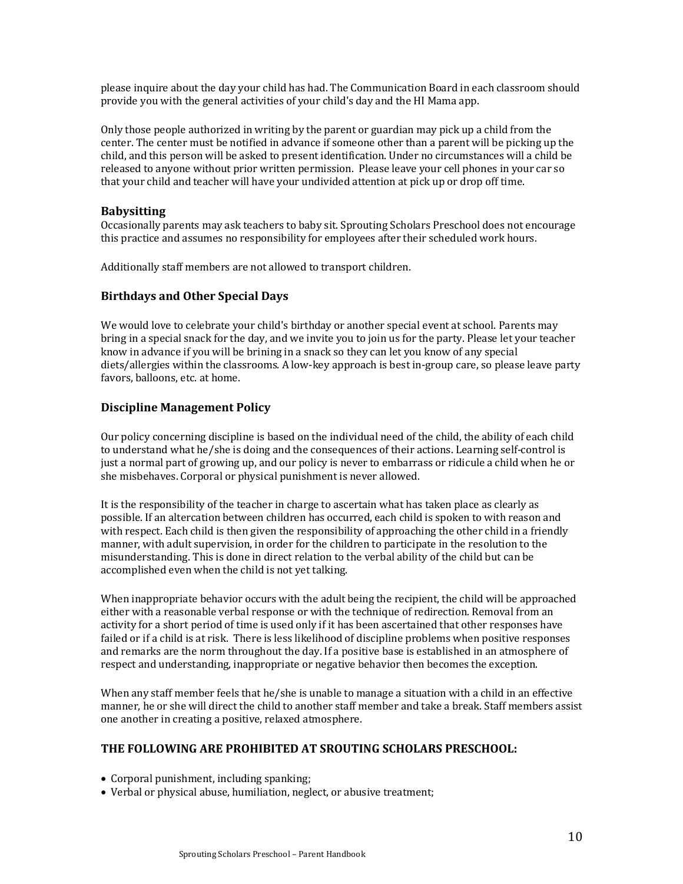please inquire about the day your child has had. The Communication Board in each classroom should provide you with the general activities of your child's day and the HI Mama app.

Only those people authorized in writing by the parent or guardian may pick up a child from the center. The center must be notified in advance if someone other than a parent will be picking up the child, and this person will be asked to present identification. Under no circumstances will a child be released to anyone without prior written permission. Please leave your cell phones in your car so that your child and teacher will have your undivided attention at pick up or drop off time.

### Babysitting

Occasionally parents may ask teachers to baby sit. Sprouting Scholars Preschool does not encourage this practice and assumes no responsibility for employees after their scheduled work hours.

Additionally staff members are not allowed to transport children.

### Birthdays and Other Special Days

We would love to celebrate your child's birthday or another special event at school. Parents may bring in a special snack for the day, and we invite you to join us for the party. Please let your teacher know in advance if you will be brining in a snack so they can let you know of any special diets/allergies within the classrooms. A low-key approach is best in-group care, so please leave party favors, balloons, etc. at home.

### Discipline Management Policy

Our policy concerning discipline is based on the individual need of the child, the ability of each child to understand what he/she is doing and the consequences of their actions. Learning self-control is just a normal part of growing up, and our policy is never to embarrass or ridicule a child when he or she misbehaves. Corporal or physical punishment is never allowed.

It is the responsibility of the teacher in charge to ascertain what has taken place as clearly as possible. If an altercation between children has occurred, each child is spoken to with reason and with respect. Each child is then given the responsibility of approaching the other child in a friendly manner, with adult supervision, in order for the children to participate in the resolution to the misunderstanding. This is done in direct relation to the verbal ability of the child but can be accomplished even when the child is not yet talking.

When inappropriate behavior occurs with the adult being the recipient, the child will be approached either with a reasonable verbal response or with the technique of redirection. Removal from an activity for a short period of time is used only if it has been ascertained that other responses have failed or if a child is at risk. There is less likelihood of discipline problems when positive responses and remarks are the norm throughout the day. If a positive base is established in an atmosphere of respect and understanding, inappropriate or negative behavior then becomes the exception.

When any staff member feels that he/she is unable to manage a situation with a child in an effective manner, he or she will direct the child to another staff member and take a break. Staff members assist one another in creating a positive, relaxed atmosphere.

### THE FOLLOWING ARE PROHIBITED AT SROUTING SCHOLARS PRESCHOOL:

- Corporal punishment, including spanking;
- Verbal or physical abuse, humiliation, neglect, or abusive treatment;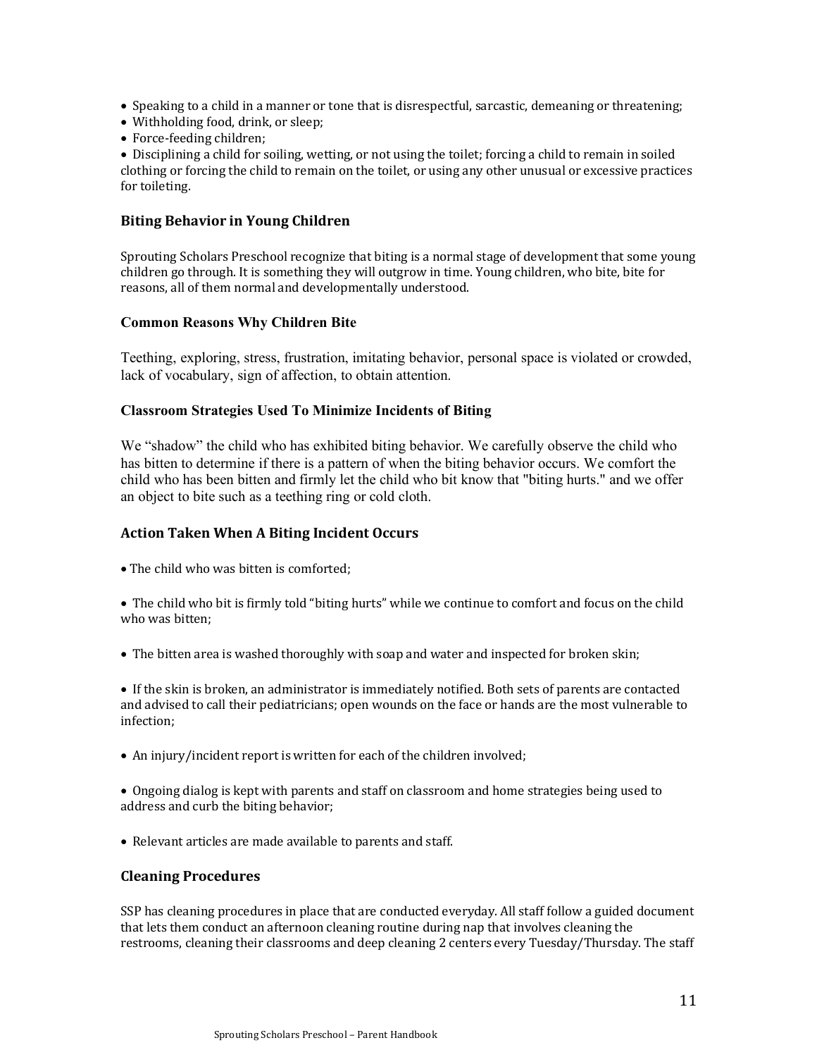- Speaking to a child in a manner or tone that is disrespectful, sarcastic, demeaning or threatening;
- Withholding food, drink, or sleep;
- Force-feeding children;
- Disciplining a child for soiling, wetting, or not using the toilet; forcing a child to remain in soiled clothing or forcing the child to remain on the toilet, or using any other unusual or excessive practices for toileting.

## Biting Behavior in Young Children

Sprouting Scholars Preschool recognize that biting is a normal stage of development that some young children go through. It is something they will outgrow in time. Young children, who bite, bite for reasons, all of them normal and developmentally understood.

### Common Reasons Why Children Bite

Teething, exploring, stress, frustration, imitating behavior, personal space is violated or crowded, lack of vocabulary, sign of affection, to obtain attention.

### Classroom Strategies Used To Minimize Incidents of Biting

We "shadow" the child who has exhibited biting behavior. We carefully observe the child who has bitten to determine if there is a pattern of when the biting behavior occurs. We comfort the child who has been bitten and firmly let the child who bit know that "biting hurts." and we offer an object to bite such as a teething ring or cold cloth.

## Action Taken When A Biting Incident Occurs

- The child who was bitten is comforted;
- The child who bit is firmly told "biting hurts" while we continue to comfort and focus on the child who was bitten;
- The bitten area is washed thoroughly with soap and water and inspected for broken skin;
- If the skin is broken, an administrator is immediately notified. Both sets of parents are contacted and advised to call their pediatricians; open wounds on the face or hands are the most vulnerable to infection;
- An injury/incident report is written for each of the children involved;
- Ongoing dialog is kept with parents and staff on classroom and home strategies being used to address and curb the biting behavior;
- Relevant articles are made available to parents and staff.

## Cleaning Procedures

SSP has cleaning procedures in place that are conducted everyday. All staff follow a guided document that lets them conduct an afternoon cleaning routine during nap that involves cleaning the restrooms, cleaning their classrooms and deep cleaning 2 centers every Tuesday/Thursday. The staff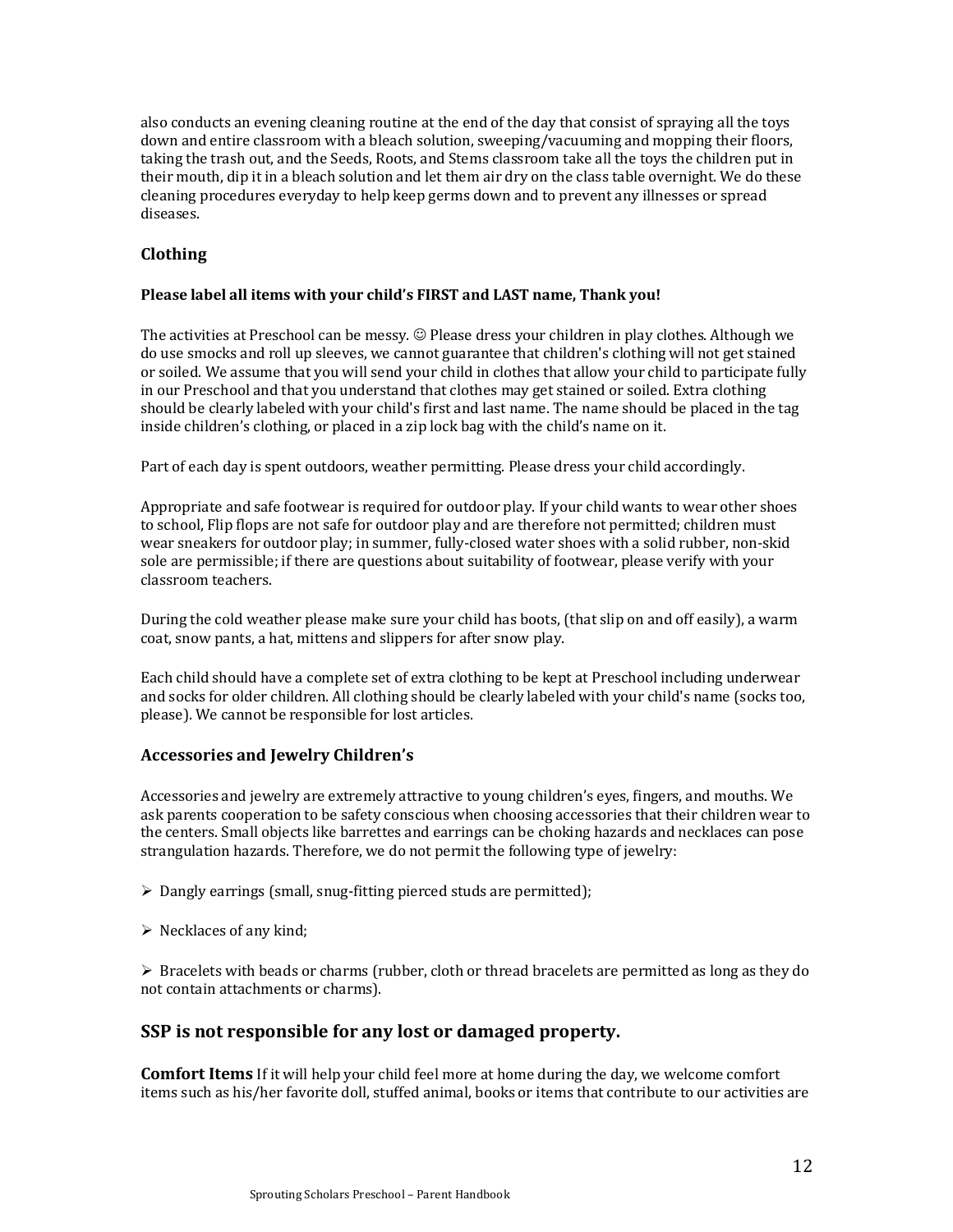also conducts an evening cleaning routine at the end of the day that consist of spraying all the toys down and entire classroom with a bleach solution, sweeping/vacuuming and mopping their floors, taking the trash out, and the Seeds, Roots, and Stems classroom take all the toys the children put in their mouth, dip it in a bleach solution and let them air dry on the class table overnight. We do these cleaning procedures everyday to help keep germs down and to prevent any illnesses or spread diseases.

## Clothing

**Please label all items with your child's FIRST and LAST name, Thank you!**

The activities at Preschool can be messy. ☺ Please dress your children in play clothes. Although we do use smocks and roll up sleeves, we cannot guarantee that children's clothing will not get stained or soiled. We assume that you will send your child in clothes that allow your child to participate fully in our Preschool and that you understand that clothes may get stained or soiled. Extra clothing should be clearly labeled with your child's first and last name. The name should be placed in the tag inside children's clothing, or placed in a zip lock bag with the child's name on it.

Part of each day is spent outdoors, weather permitting. Please dress your child accordingly.

Appropriate and safe footwear is required for outdoor play. If your child wants to wear other shoes to school, Flip flops are not safe for outdoor play and are therefore not permitted; children must wear sneakers for outdoor play; in summer, fully-closed water shoes with a solid rubber, non-skid sole are permissible; if there are questions about suitability of footwear, please verify with your classroom teachers.

During the cold weather please make sure your child has boots, (that slip on and off easily), a warm coat, snow pants, a hat, mittens and slippers for after snow play.

Each child should have a complete set of extra clothing to be kept at Preschool including underwear and socks for older children. All clothing should be clearly labeled with your child's name (socks too, please). We cannot be responsible for lost articles.

## Accessories and Jewelry Children's

Accessories and jewelry are extremely attractive to young children's eyes, fingers, and mouths. We ask parents cooperation to be safety conscious when choosing accessories that their children wear to the centers. Small objects like barrettes and earrings can be choking hazards and necklaces can pose strangulation hazards. Therefore, we do not permit the following type of jewelry:

- Dangly earrings (small, snug-fitting pierced studs are permitted);
- Necklaces of any kind;
- Bracelets with beads or charms (rubber, cloth or thread bracelets are permitted as long as they do not contain attachments or charms).

## SSP is not responsible for any lost or damaged property.

**Comfort Items** If it will help your child feel more at home during the day, we welcome comfort items such as his/her favorite doll, stuffed animal, books or items that contribute to our activities are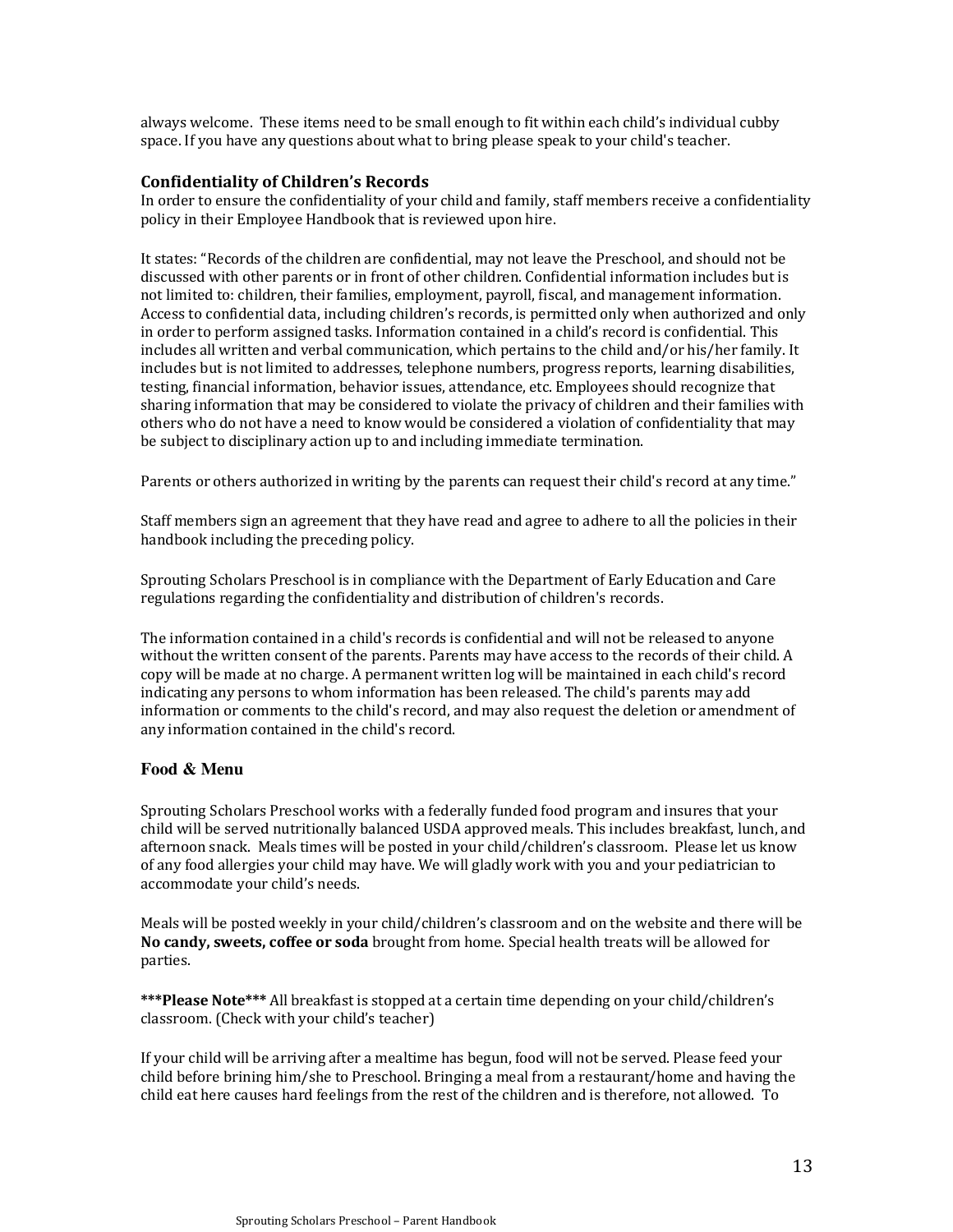always welcome. These items need to be small enough to fit within each child's individual cubby space. If you have any questions about what to bring please speak to your child's teacher.

### Confidentiality of Children's Records

In order to ensure the confidentiality of your child and family, staff members receive a confidentiality policy in their Employee Handbook that is reviewed upon hire.

It states: "Records of the children are confidential, may not leave the Preschool, and should not be discussed with other parents or in front of other children. Confidential information includes but is not limited to: children, their families, employment, payroll, fiscal, and management information. Access to confidential data, including children's records, is permitted only when authorized and only in order to perform assigned tasks. Information contained in a child's record is confidential. This includes all written and verbal communication, which pertains to the child and/or his/her family. It includes but is not limited to addresses, telephone numbers, progress reports, learning disabilities, testing, financial information, behavior issues, attendance, etc. Employees should recognize that sharing information that may be considered to violate the privacy of children and their families with others who do not have a need to know would be considered a violation of confidentiality that may be subject to disciplinary action up to and including immediate termination.

Parents or others authorized in writing by the parents can request their child's record at any time."

Staff members sign an agreement that they have read and agree to adhere to all the policies in their handbook including the preceding policy.

Sprouting Scholars Preschool is in compliance with the Department of Early Education and Care regulations regarding the confidentiality and distribution of children's records.

The information contained in a child's records is confidential and will not be released to anyone without the written consent of the parents. Parents may have access to the records of their child. A copy will be made at no charge. A permanent written log will be maintained in each child's record indicating any persons to whom information has been released. The child's parents may add information or comments to the child's record, and may also request the deletion or amendment of any information contained in the child's record.

### Food & Menu

Sprouting Scholars Preschool works with a federally funded food program and insures that your child will be served nutritionally balanced USDA approved meals. This includes breakfast, lunch, and afternoon snack. Meals times will be posted in your child/children's classroom. Please let us know of any food allergies your child may have. We will gladly work with you and your pediatrician to accommodate your child's needs.

Meals will be posted weekly in your child/children's classroom and on the website and there will be **No candy, sweets, coffee or soda** brought from home. Special health treats will be allowed for parties.

**\*\*\*Please Note\*\*\*** All breakfast is stopped at a certain time depending on your child/children's classroom. (Check with your child's teacher)

If your child will be arriving after a mealtime has begun, food will not be served. Please feed your child before brining him/she to Preschool. Bringing a meal from a restaurant/home and having the child eat here causes hard feelings from the rest of the children and is therefore, not allowed. To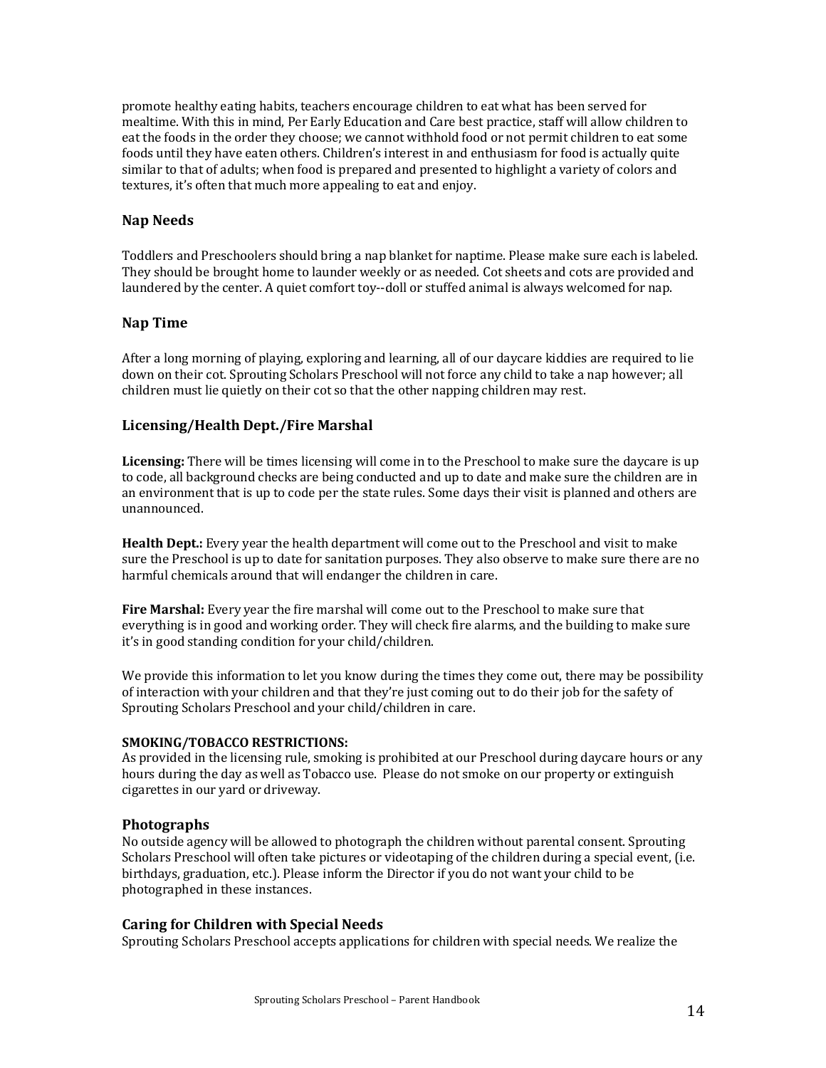promote healthy eating habits, teachers encourage children to eat what has been served for mealtime. With this in mind, Per Early Education and Care best practice, staff will allow children to eat the foods in the order they choose; we cannot withhold food or not permit children to eat some foods until they have eaten others. Children's interest in and enthusiasm for food is actually quite similar to that of adults; when food is prepared and presented to highlight a variety of colors and textures, it's often that much more appealing to eat and enjoy.

## Nap Needs

Toddlers and Preschoolers should bring a nap blanket for naptime. Please make sure each is labeled. They should be brought home to launder weekly or as needed. Cot sheets and cots are provided and laundered by the center. A quiet comfort toy--doll or stuffed animal is always welcomed for nap.

## Nap Time

After a long morning of playing, exploring and learning, all of our daycare kiddies are required to lie down on their cot. Sprouting Scholars Preschool will not force any child to take a nap however; all children must lie quietly on their cot so that the other napping children may rest.

## Licensing/Health Dept./Fire Marshal

**Licensing:** There will be times licensing will come in to the Preschool to make sure the daycare is up to code, all background checks are being conducted and up to date and make sure the children are in an environment that is up to code per the state rules. Some days their visit is planned and others are unannounced.

**Health Dept.:** Every year the health department will come out to the Preschool and visit to make sure the Preschool is up to date for sanitation purposes. They also observe to make sure there are no harmful chemicals around that will endanger the children in care.

**Fire Marshal:** Every year the fire marshal will come out to the Preschool to make sure that everything is in good and working order. They will check fire alarms, and the building to make sure it's in good standing condition for your child/children.

We provide this information to let you know during the times they come out, there may be possibility of interaction with your children and that they're just coming out to do their job for the safety of Sprouting Scholars Preschool and your child/children in care.

**SMOKING/TOBACCO RESTRICTIONS:**
As provided in the licensing rule, smoking is prohibited at our Preschool during daycare hours or any hours during the day as well as Tobacco use. Please do not smoke on our property or extinguish cigarettes in our yard or driveway.

## Photographs

No outside agency will be allowed to photograph the children without parental consent. Sprouting Scholars Preschool will often take pictures or videotaping of the children during a special event, (i.e. birthdays, graduation, etc.). Please inform the Director if you do not want your child to be photographed in these instances.

## Caring for Children with Special Needs

Sprouting Scholars Preschool accepts applications for children with special needs. We realize the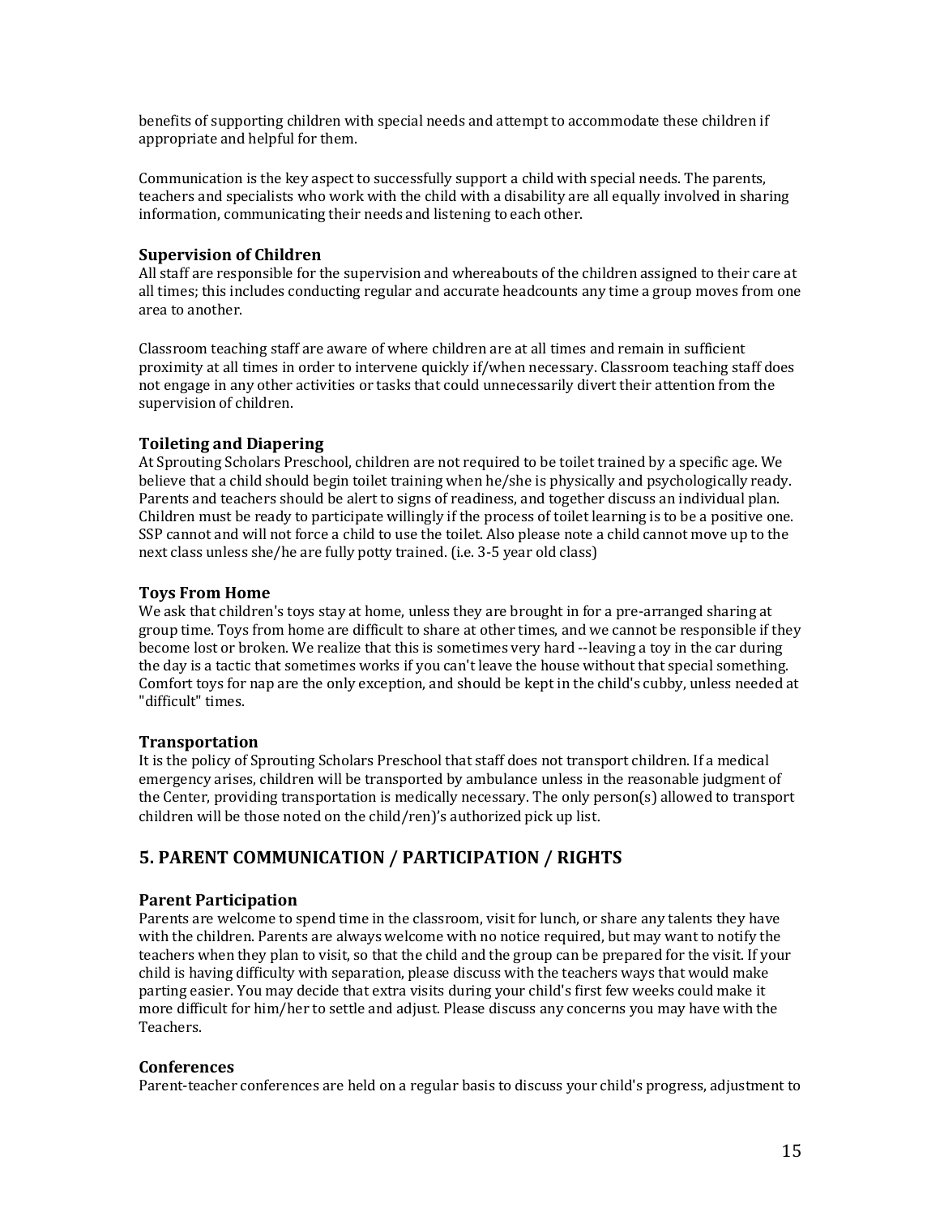benefits of supporting children with special needs and attempt to accommodate these children if appropriate and helpful for them.

Communication is the key aspect to successfully support a child with special needs. The parents, teachers and specialists who work with the child with a disability are all equally involved in sharing information, communicating their needs and listening to each other.

### Supervision of Children

All staff are responsible for the supervision and whereabouts of the children assigned to their care at all times; this includes conducting regular and accurate headcounts any time a group moves from one area to another.

Classroom teaching staff are aware of where children are at all times and remain in sufficient proximity at all times in order to intervene quickly if/when necessary. Classroom teaching staff does not engage in any other activities or tasks that could unnecessarily divert their attention from the supervision of children.

### Toileting and Diapering

At Sprouting Scholars Preschool, children are not required to be toilet trained by a specific age. We believe that a child should begin toilet training when he/she is physically and psychologically ready. Parents and teachers should be alert to signs of readiness, and together discuss an individual plan. Children must be ready to participate willingly if the process of toilet learning is to be a positive one. SSP cannot and will not force a child to use the toilet. Also please note a child cannot move up to the next class unless she/he are fully potty trained. (i.e. 3-5 year old class)

### Toys From Home

We ask that children's toys stay at home, unless they are brought in for a pre-arranged sharing at group time. Toys from home are difficult to share at other times, and we cannot be responsible if they become lost or broken. We realize that this is sometimes very hard --leaving a toy in the car during the day is a tactic that sometimes works if you can't leave the house without that special something. Comfort toys for nap are the only exception, and should be kept in the child's cubby, unless needed at "difficult" times.

### Transportation

It is the policy of Sprouting Scholars Preschool that staff does not transport children. If a medical emergency arises, children will be transported by ambulance unless in the reasonable judgment of the Center, providing transportation is medically necessary. The only person(s) allowed to transport children will be those noted on the child/ren)'s authorized pick up list.

## 5. PARENT COMMUNICATION / PARTICIPATION / RIGHTS

### Parent Participation

Parents are welcome to spend time in the classroom, visit for lunch, or share any talents they have with the children. Parents are always welcome with no notice required, but may want to notify the teachers when they plan to visit, so that the child and the group can be prepared for the visit. If your child is having difficulty with separation, please discuss with the teachers ways that would make parting easier. You may decide that extra visits during your child's first few weeks could make it more difficult for him/her to settle and adjust. Please discuss any concerns you may have with the Teachers.

### Conferences

Parent-teacher conferences are held on a regular basis to discuss your child's progress, adjustment to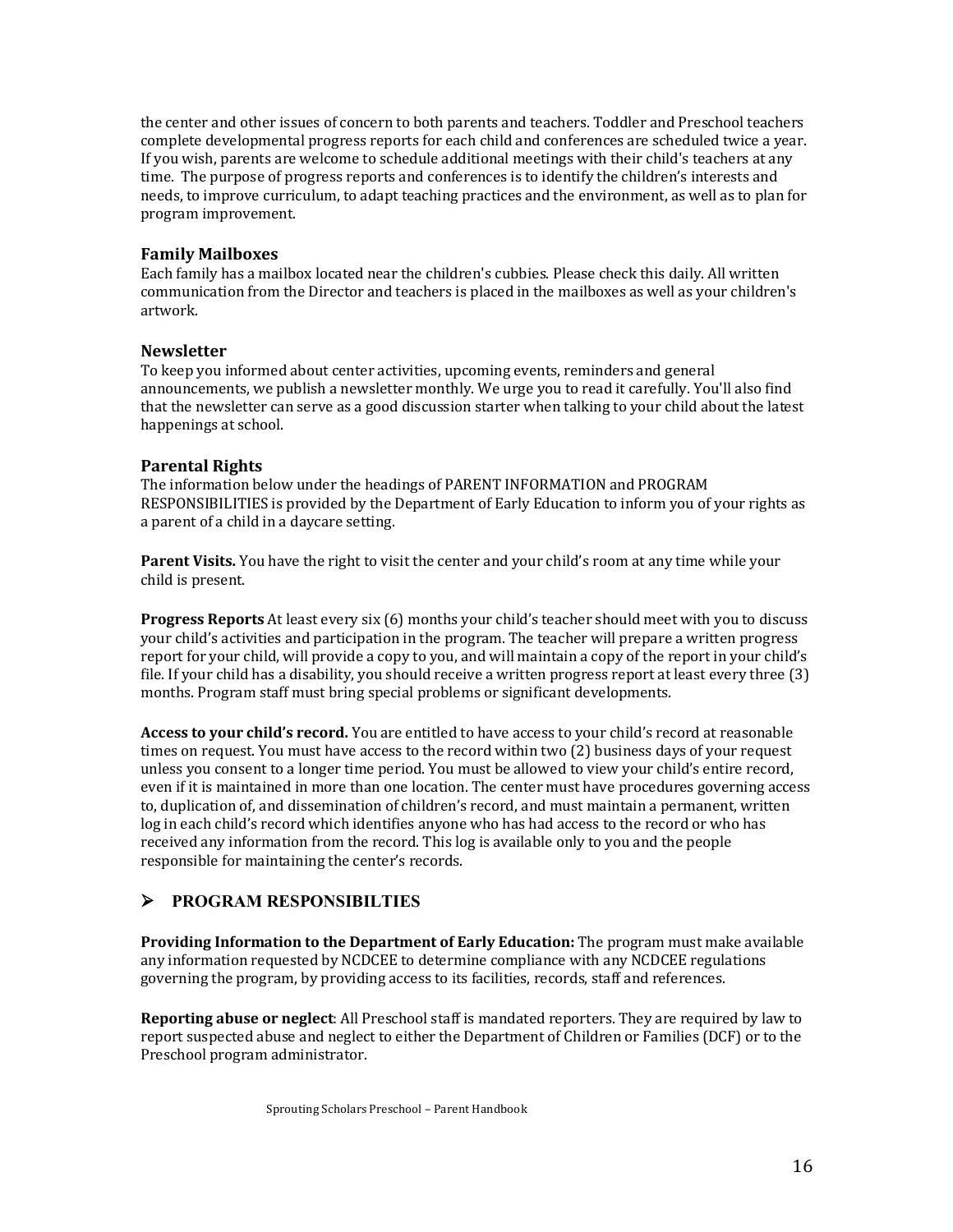the center and other issues of concern to both parents and teachers. Toddler and Preschool teachers complete developmental progress reports for each child and conferences are scheduled twice a year. If you wish, parents are welcome to schedule additional meetings with their child's teachers at any time. The purpose of progress reports and conferences is to identify the children's interests and needs, to improve curriculum, to adapt teaching practices and the environment, as well as to plan for program improvement.

### Family Mailboxes

Each family has a mailbox located near the children's cubbies. Please check this daily. All written communication from the Director and teachers is placed in the mailboxes as well as your children's artwork.

### Newsletter

To keep you informed about center activities, upcoming events, reminders and general announcements, we publish a newsletter monthly. We urge you to read it carefully. You'll also find that the newsletter can serve as a good discussion starter when talking to your child about the latest happenings at school.

### Parental Rights

The information below under the headings of PARENT INFORMATION and PROGRAM RESPONSIBILITIES is provided by the Department of Early Education to inform you of your rights as a parent of a child in a daycare setting.

**Parent Visits.** You have the right to visit the center and your child's room at any time while your child is present.

**Progress Reports** At least every six (6) months your child's teacher should meet with you to discuss your child's activities and participation in the program. The teacher will prepare a written progress report for your child, will provide a copy to you, and will maintain a copy of the report in your child's file. If your child has a disability, you should receive a written progress report at least every three (3) months. Program staff must bring special problems or significant developments.

**Access to your child's record.** You are entitled to have access to your child's record at reasonable times on request. You must have access to the record within two (2) business days of your request unless you consent to a longer time period. You must be allowed to view your child's entire record, even if it is maintained in more than one location. The center must have procedures governing access to, duplication of, and dissemination of children's record, and must maintain a permanent, written log in each child's record which identifies anyone who has had access to the record or who has received any information from the record. This log is available only to you and the people responsible for maintaining the center's records.

## ➢ PROGRAM RESPONSIBILTIES

**Providing Information to the Department of Early Education:** The program must make available any information requested by NCDCEE to determine compliance with any NCDCEE regulations governing the program, by providing access to its facilities, records, staff and references.

**Reporting abuse or neglect**: All Preschool staff is mandated reporters. They are required by law to report suspected abuse and neglect to either the Department of Children or Families (DCF) or to the Preschool program administrator.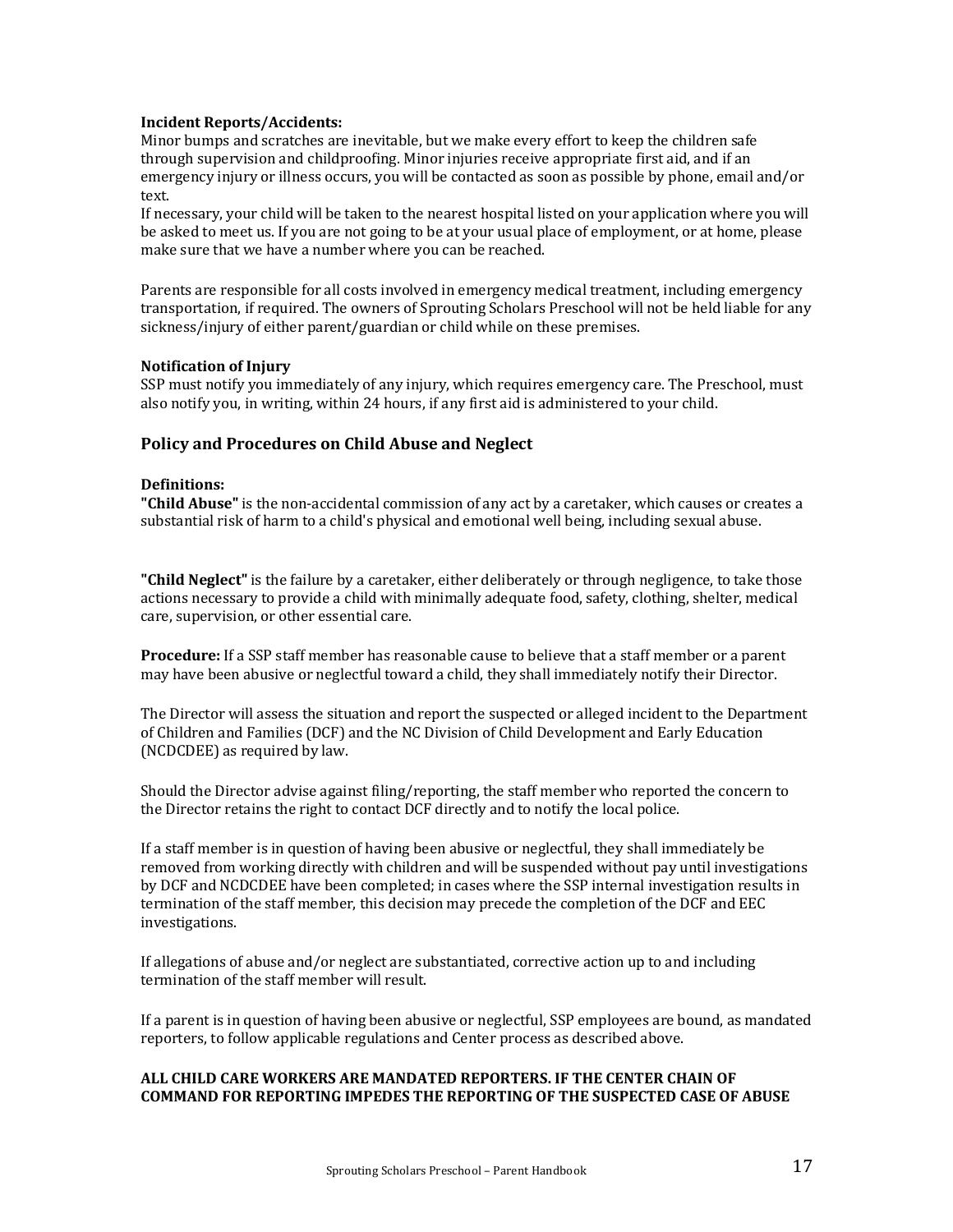**Incident Reports/Accidents:**
Minor bumps and scratches are inevitable, but we make every effort to keep the children safe through supervision and childproofing. Minor injuries receive appropriate first aid, and if an emergency injury or illness occurs, you will be contacted as soon as possible by phone, email and/or text.
If necessary, your child will be taken to the nearest hospital listed on your application where you will be asked to meet us. If you are not going to be at your usual place of employment, or at home, please make sure that we have a number where you can be reached.

Parents are responsible for all costs involved in emergency medical treatment, including emergency transportation, if required. The owners of Sprouting Scholars Preschool will not be held liable for any sickness/injury of either parent/guardian or child while on these premises.

**Notification of Injury**
SSP must notify you immediately of any injury, which requires emergency care. The Preschool, must also notify you, in writing, within 24 hours, if any first aid is administered to your child.

### Policy and Procedures on Child Abuse and Neglect

**Definitions:**
**"Child Abuse"** is the non-accidental commission of any act by a caretaker, which causes or creates a substantial risk of harm to a child's physical and emotional well being, including sexual abuse.

**"Child Neglect"** is the failure by a caretaker, either deliberately or through negligence, to take those actions necessary to provide a child with minimally adequate food, safety, clothing, shelter, medical care, supervision, or other essential care.

**Procedure:** If a SSP staff member has reasonable cause to believe that a staff member or a parent may have been abusive or neglectful toward a child, they shall immediately notify their Director.

The Director will assess the situation and report the suspected or alleged incident to the Department of Children and Families (DCF) and the NC Division of Child Development and Early Education (NCDCDEE) as required by law.

Should the Director advise against filing/reporting, the staff member who reported the concern to the Director retains the right to contact DCF directly and to notify the local police.

If a staff member is in question of having been abusive or neglectful, they shall immediately be removed from working directly with children and will be suspended without pay until investigations by DCF and NCDCDEE have been completed; in cases where the SSP internal investigation results in termination of the staff member, this decision may precede the completion of the DCF and EEC investigations.

If allegations of abuse and/or neglect are substantiated, corrective action up to and including termination of the staff member will result.

If a parent is in question of having been abusive or neglectful, SSP employees are bound, as mandated reporters, to follow applicable regulations and Center process as described above.

**ALL CHILD CARE WORKERS ARE MANDATED REPORTERS. IF THE CENTER CHAIN OF COMMAND FOR REPORTING IMPEDES THE REPORTING OF THE SUSPECTED CASE OF ABUSE**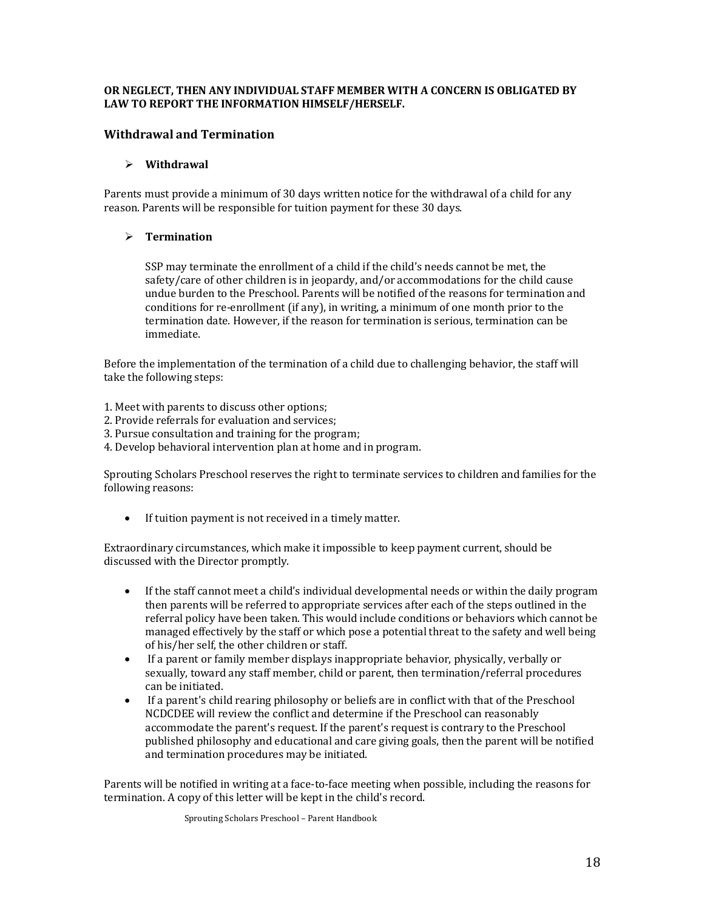**OR NEGLECT, THEN ANY INDIVIDUAL STAFF MEMBER WITH A CONCERN IS OBLIGATED BY LAW TO REPORT THE INFORMATION HIMSELF/HERSELF.**

## Withdrawal and Termination

- **Withdrawal**

Parents must provide a minimum of 30 days written notice for the withdrawal of a child for any reason. Parents will be responsible for tuition payment for these 30 days.

- **Termination**

SSP may terminate the enrollment of a child if the child's needs cannot be met, the safety/care of other children is in jeopardy, and/or accommodations for the child cause undue burden to the Preschool. Parents will be notified of the reasons for termination and conditions for re-enrollment (if any), in writing, a minimum of one month prior to the termination date. However, if the reason for termination is serious, termination can be immediate.

Before the implementation of the termination of a child due to challenging behavior, the staff will take the following steps:

1. Meet with parents to discuss other options;
2. Provide referrals for evaluation and services;
3. Pursue consultation and training for the program;
4. Develop behavioral intervention plan at home and in program.

Sprouting Scholars Preschool reserves the right to terminate services to children and families for the following reasons:

- If tuition payment is not received in a timely matter.

Extraordinary circumstances, which make it impossible to keep payment current, should be discussed with the Director promptly.

- If the staff cannot meet a child's individual developmental needs or within the daily program then parents will be referred to appropriate services after each of the steps outlined in the referral policy have been taken. This would include conditions or behaviors which cannot be managed effectively by the staff or which pose a potential threat to the safety and well being of his/her self, the other children or staff.
- If a parent or family member displays inappropriate behavior, physically, verbally or sexually, toward any staff member, child or parent, then termination/referral procedures can be initiated.
- If a parent's child rearing philosophy or beliefs are in conflict with that of the Preschool NCDCDEE will review the conflict and determine if the Preschool can reasonably accommodate the parent's request. If the parent's request is contrary to the Preschool published philosophy and educational and care giving goals, then the parent will be notified and termination procedures may be initiated.

Parents will be notified in writing at a face-to-face meeting when possible, including the reasons for termination. A copy of this letter will be kept in the child's record.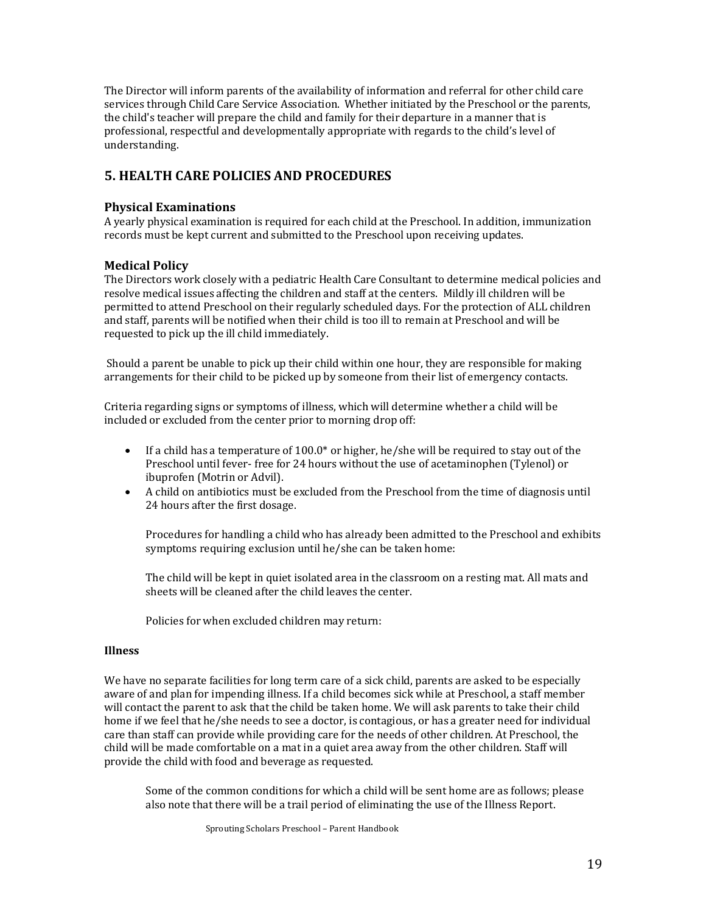The Director will inform parents of the availability of information and referral for other child care services through Child Care Service Association. Whether initiated by the Preschool or the parents, the child's teacher will prepare the child and family for their departure in a manner that is professional, respectful and developmentally appropriate with regards to the child's level of understanding.

## 5. HEALTH CARE POLICIES AND PROCEDURES

### Physical Examinations

A yearly physical examination is required for each child at the Preschool. In addition, immunization records must be kept current and submitted to the Preschool upon receiving updates.

### Medical Policy

The Directors work closely with a pediatric Health Care Consultant to determine medical policies and resolve medical issues affecting the children and staff at the centers. Mildly ill children will be permitted to attend Preschool on their regularly scheduled days. For the protection of ALL children and staff, parents will be notified when their child is too ill to remain at Preschool and will be requested to pick up the ill child immediately.

Should a parent be unable to pick up their child within one hour, they are responsible for making arrangements for their child to be picked up by someone from their list of emergency contacts.

Criteria regarding signs or symptoms of illness, which will determine whether a child will be included or excluded from the center prior to morning drop off:

- If a child has a temperature of 100.0* or higher, he/she will be required to stay out of the Preschool until fever- free for 24 hours without the use of acetaminophen (Tylenol) or ibuprofen (Motrin or Advil).
- A child on antibiotics must be excluded from the Preschool from the time of diagnosis until 24 hours after the first dosage.

Procedures for handling a child who has already been admitted to the Preschool and exhibits symptoms requiring exclusion until he/she can be taken home:

The child will be kept in quiet isolated area in the classroom on a resting mat. All mats and sheets will be cleaned after the child leaves the center.

Policies for when excluded children may return:

**Illness**

We have no separate facilities for long term care of a sick child, parents are asked to be especially aware of and plan for impending illness. If a child becomes sick while at Preschool, a staff member will contact the parent to ask that the child be taken home. We will ask parents to take their child home if we feel that he/she needs to see a doctor, is contagious, or has a greater need for individual care than staff can provide while providing care for the needs of other children. At Preschool, the child will be made comfortable on a mat in a quiet area away from the other children. Staff will provide the child with food and beverage as requested.

Some of the common conditions for which a child will be sent home are as follows; please also note that there will be a trail period of eliminating the use of the Illness Report.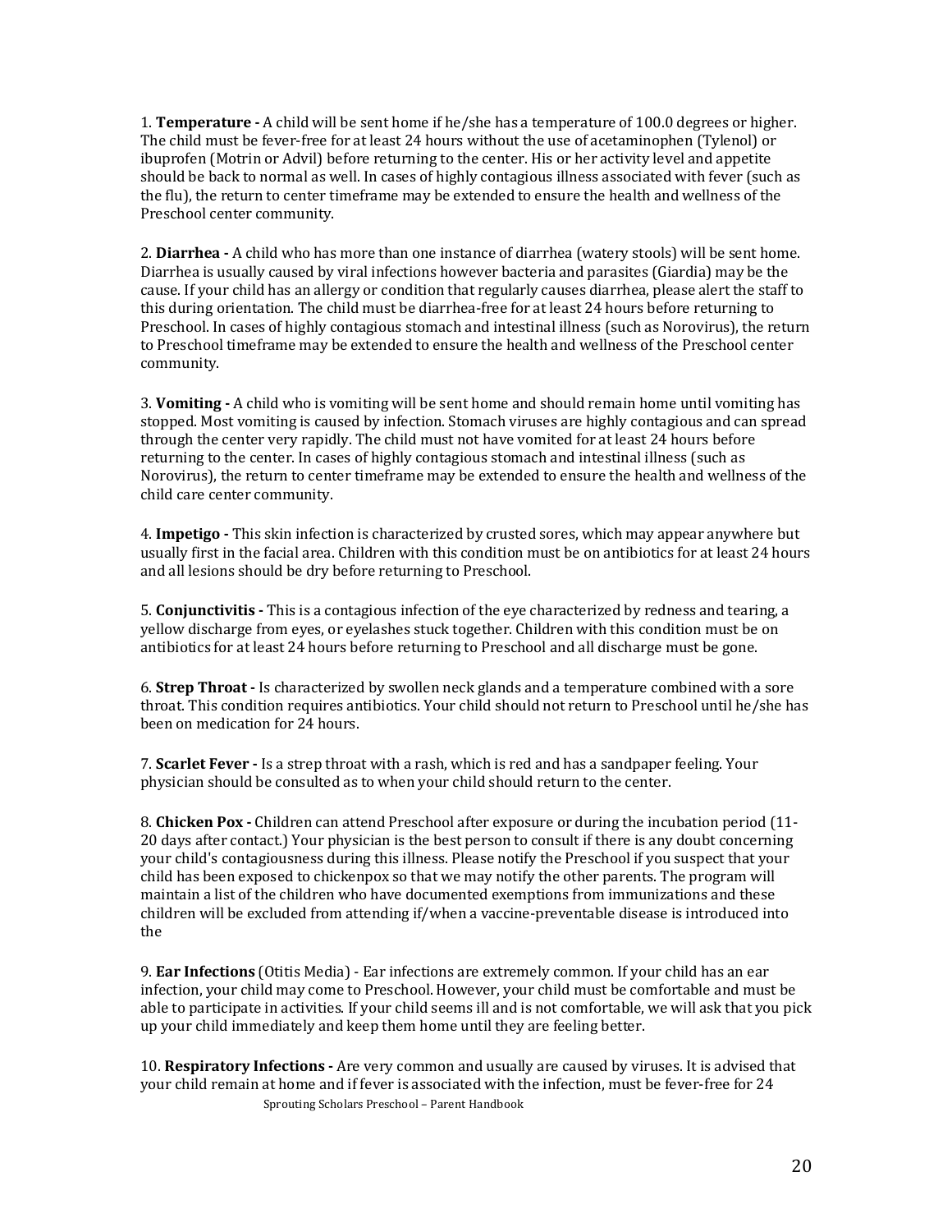1. **Temperature -** A child will be sent home if he/she has a temperature of 100.0 degrees or higher. The child must be fever-free for at least 24 hours without the use of acetaminophen (Tylenol) or ibuprofen (Motrin or Advil) before returning to the center. His or her activity level and appetite should be back to normal as well. In cases of highly contagious illness associated with fever (such as the flu), the return to center timeframe may be extended to ensure the health and wellness of the Preschool center community.

2. **Diarrhea -** A child who has more than one instance of diarrhea (watery stools) will be sent home. Diarrhea is usually caused by viral infections however bacteria and parasites (Giardia) may be the cause. If your child has an allergy or condition that regularly causes diarrhea, please alert the staff to this during orientation. The child must be diarrhea-free for at least 24 hours before returning to Preschool. In cases of highly contagious stomach and intestinal illness (such as Norovirus), the return to Preschool timeframe may be extended to ensure the health and wellness of the Preschool center community.

3. **Vomiting -** A child who is vomiting will be sent home and should remain home until vomiting has stopped. Most vomiting is caused by infection. Stomach viruses are highly contagious and can spread through the center very rapidly. The child must not have vomited for at least 24 hours before returning to the center. In cases of highly contagious stomach and intestinal illness (such as Norovirus), the return to center timeframe may be extended to ensure the health and wellness of the child care center community.

4. **Impetigo -** This skin infection is characterized by crusted sores, which may appear anywhere but usually first in the facial area. Children with this condition must be on antibiotics for at least 24 hours and all lesions should be dry before returning to Preschool.

5. **Conjunctivitis -** This is a contagious infection of the eye characterized by redness and tearing, a yellow discharge from eyes, or eyelashes stuck together. Children with this condition must be on antibiotics for at least 24 hours before returning to Preschool and all discharge must be gone.

6. **Strep Throat -** Is characterized by swollen neck glands and a temperature combined with a sore throat. This condition requires antibiotics. Your child should not return to Preschool until he/she has been on medication for 24 hours.

7. **Scarlet Fever -** Is a strep throat with a rash, which is red and has a sandpaper feeling. Your physician should be consulted as to when your child should return to the center.

8. **Chicken Pox -** Children can attend Preschool after exposure or during the incubation period (11-20 days after contact.) Your physician is the best person to consult if there is any doubt concerning your child's contagiousness during this illness. Please notify the Preschool if you suspect that your child has been exposed to chickenpox so that we may notify the other parents. The program will maintain a list of the children who have documented exemptions from immunizations and these children will be excluded from attending if/when a vaccine-preventable disease is introduced into the

9. **Ear Infections** (Otitis Media) - Ear infections are extremely common. If your child has an ear infection, your child may come to Preschool. However, your child must be comfortable and must be able to participate in activities. If your child seems ill and is not comfortable, we will ask that you pick up your child immediately and keep them home until they are feeling better.

10. **Respiratory Infections -** Are very common and usually are caused by viruses. It is advised that your child remain at home and if fever is associated with the infection, must be fever-free for 24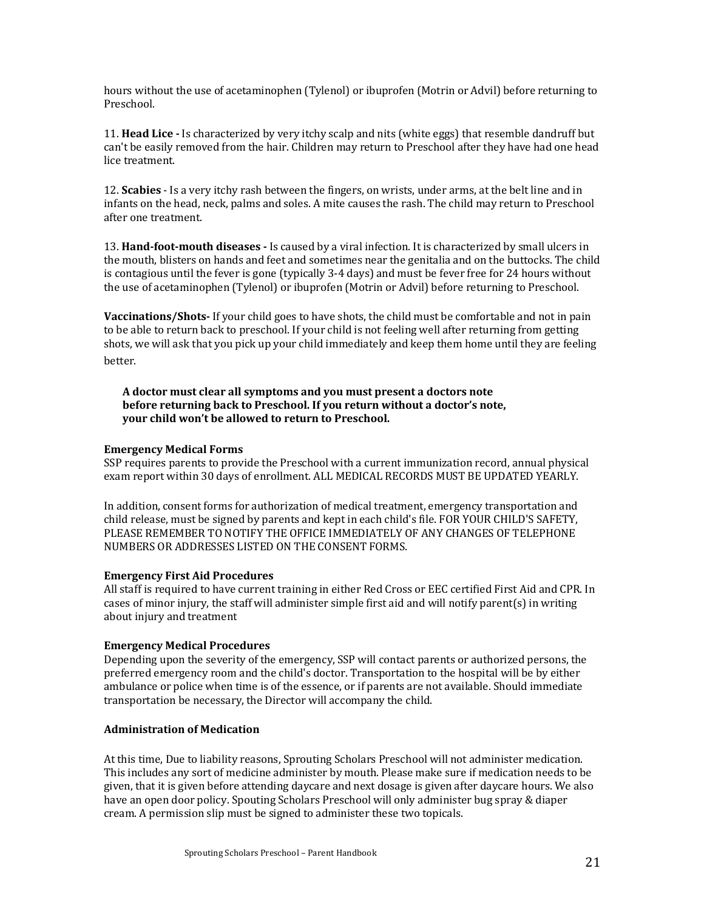hours without the use of acetaminophen (Tylenol) or ibuprofen (Motrin or Advil) before returning to Preschool.

11. **Head Lice -** Is characterized by very itchy scalp and nits (white eggs) that resemble dandruff but can't be easily removed from the hair. Children may return to Preschool after they have had one head lice treatment.

12. **Scabies** - Is a very itchy rash between the fingers, on wrists, under arms, at the belt line and in infants on the head, neck, palms and soles. A mite causes the rash. The child may return to Preschool after one treatment.

13. **Hand-foot-mouth diseases -** Is caused by a viral infection. It is characterized by small ulcers in the mouth, blisters on hands and feet and sometimes near the genitalia and on the buttocks. The child is contagious until the fever is gone (typically 3-4 days) and must be fever free for 24 hours without the use of acetaminophen (Tylenol) or ibuprofen (Motrin or Advil) before returning to Preschool.

**Vaccinations/Shots-** If your child goes to have shots, the child must be comfortable and not in pain to be able to return back to preschool. If your child is not feeling well after returning from getting shots, we will ask that you pick up your child immediately and keep them home until they are feeling better.

> **A doctor must clear all symptoms and you must present a doctors note before returning back to Preschool. If you return without a doctor's note, your child won't be allowed to return to Preschool.**

**Emergency Medical Forms**

SSP requires parents to provide the Preschool with a current immunization record, annual physical exam report within 30 days of enrollment. ALL MEDICAL RECORDS MUST BE UPDATED YEARLY.

In addition, consent forms for authorization of medical treatment, emergency transportation and child release, must be signed by parents and kept in each child's file. FOR YOUR CHILD'S SAFETY, PLEASE REMEMBER TO NOTIFY THE OFFICE IMMEDIATELY OF ANY CHANGES OF TELEPHONE NUMBERS OR ADDRESSES LISTED ON THE CONSENT FORMS.

**Emergency First Aid Procedures**

All staff is required to have current training in either Red Cross or EEC certified First Aid and CPR. In cases of minor injury, the staff will administer simple first aid and will notify parent(s) in writing about injury and treatment

**Emergency Medical Procedures**

Depending upon the severity of the emergency, SSP will contact parents or authorized persons, the preferred emergency room and the child's doctor. Transportation to the hospital will be by either ambulance or police when time is of the essence, or if parents are not available. Should immediate transportation be necessary, the Director will accompany the child.

**Administration of Medication**

At this time, Due to liability reasons, Sprouting Scholars Preschool will not administer medication. This includes any sort of medicine administer by mouth. Please make sure if medication needs to be given, that it is given before attending daycare and next dosage is given after daycare hours. We also have an open door policy. Spouting Scholars Preschool will only administer bug spray & diaper cream. A permission slip must be signed to administer these two topicals.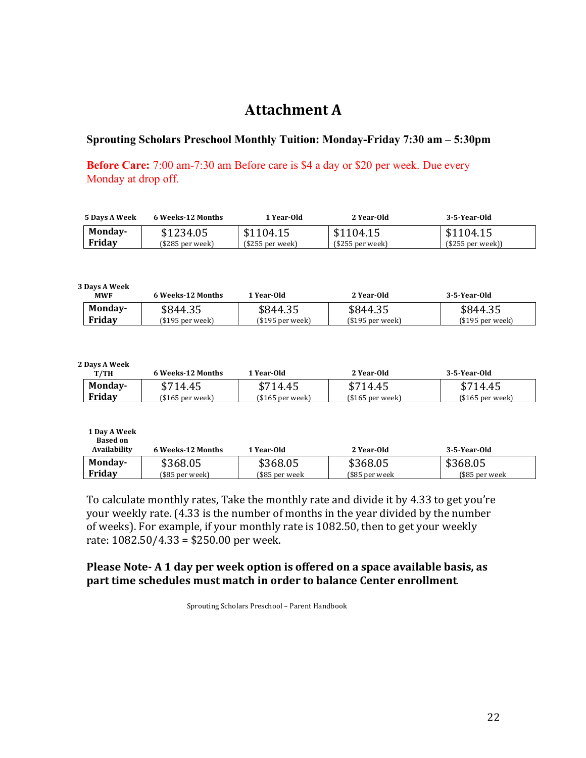# Attachment A

**Sprouting Scholars Preschool Monthly Tuition: Monday-Friday 7:30 am – 5:30pm**

**Before Care:** 7:00 am-7:30 am Before care is $4 a day or $20 per week. Due every Monday at drop off.

| 5 Days A Week | 6 Weeks-12 Months | 1 Year-Old | 2 Year-Old | 3-5-Year-Old |
|---|---|---|---|---|
| **Monday-Friday** | $1234.05 ($285 per week) | $1104.15 ($255 per week) | $1104.15 ($255 per week) | $1104.15 ($255 per week)) |

| 3 Days A Week MWF | 6 Weeks-12 Months | 1 Year-Old | 2 Year-Old | 3-5-Year-Old |
|---|---|---|---|---|
| **Monday-Friday** | $844.35 ($195 per week) | $844.35 ($195 per week) | $844.35 ($195 per week) | $844.35 ($195 per week) |

| 2 Days A Week T/TH | 6 Weeks-12 Months | 1 Year-Old | 2 Year-Old | 3-5-Year-Old |
|---|---|---|---|---|
| **Monday-Friday** | $714.45 ($165 per week) | $714.45 ($165 per week) | $714.45 ($165 per week) | $714.45 ($165 per week) |

| 1 Day A Week Based on Availability | 6 Weeks-12 Months | 1 Year-Old | 2 Year-Old | 3-5-Year-Old |
|---|---|---|---|---|
| **Monday-Friday** | $368.05 ($85 per week) | $368.05 ($85 per week | $368.05 ($85 per week | $368.05 ($85 per week |

To calculate monthly rates, Take the monthly rate and divide it by 4.33 to get you're your weekly rate. (4.33 is the number of months in the year divided by the number of weeks). For example, if your monthly rate is 1082.50, then to get your weekly rate: 1082.50/4.33 = $250.00 per week.

**Please Note- A 1 day per week option is offered on a space available basis, as part time schedules must match in order to balance Center enrollment.**

Sprouting Scholars Preschool – Parent Handbook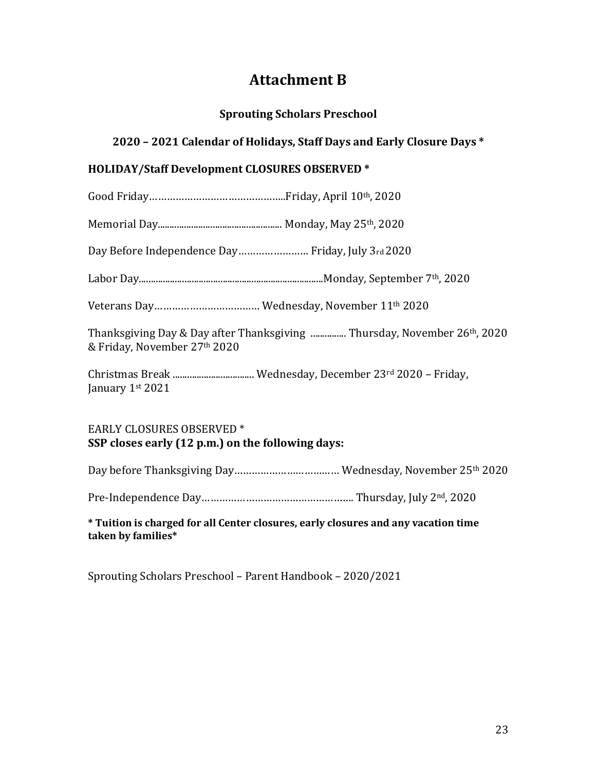# Attachment B

### Sprouting Scholars Preschool

### 2020 – 2021 Calendar of Holidays, Staff Days and Early Closure Days *

**HOLIDAY/Staff Development CLOSURES OBSERVED ***

Good Friday……………………………………...Friday, April 10th, 2020

Memorial Day.................................................. Monday, May 25th, 2020

Day Before Independence Day…………………… Friday, July 3rd 2020

Labor Day...........................................................................Monday, September 7th, 2020

Veterans Day……………………………… Wednesday, November 11th 2020

Thanksgiving Day & Day after Thanksgiving ............... Thursday, November 26th, 2020 & Friday, November 27th 2020

Christmas Break .................................. Wednesday, December 23rd 2020 – Friday, January 1st 2021

EARLY CLOSURES OBSERVED *
**SSP closes early (12 p.m.) on the following days:**

Day before Thanksgiving Day……………….…….…… Wednesday, November 25th 2020

Pre-Independence Day…………………………………………….. Thursday, July 2nd, 2020

**\* Tuition is charged for all Center closures, early closures and any vacation time taken by families***

Sprouting Scholars Preschool – Parent Handbook – 2020/2021